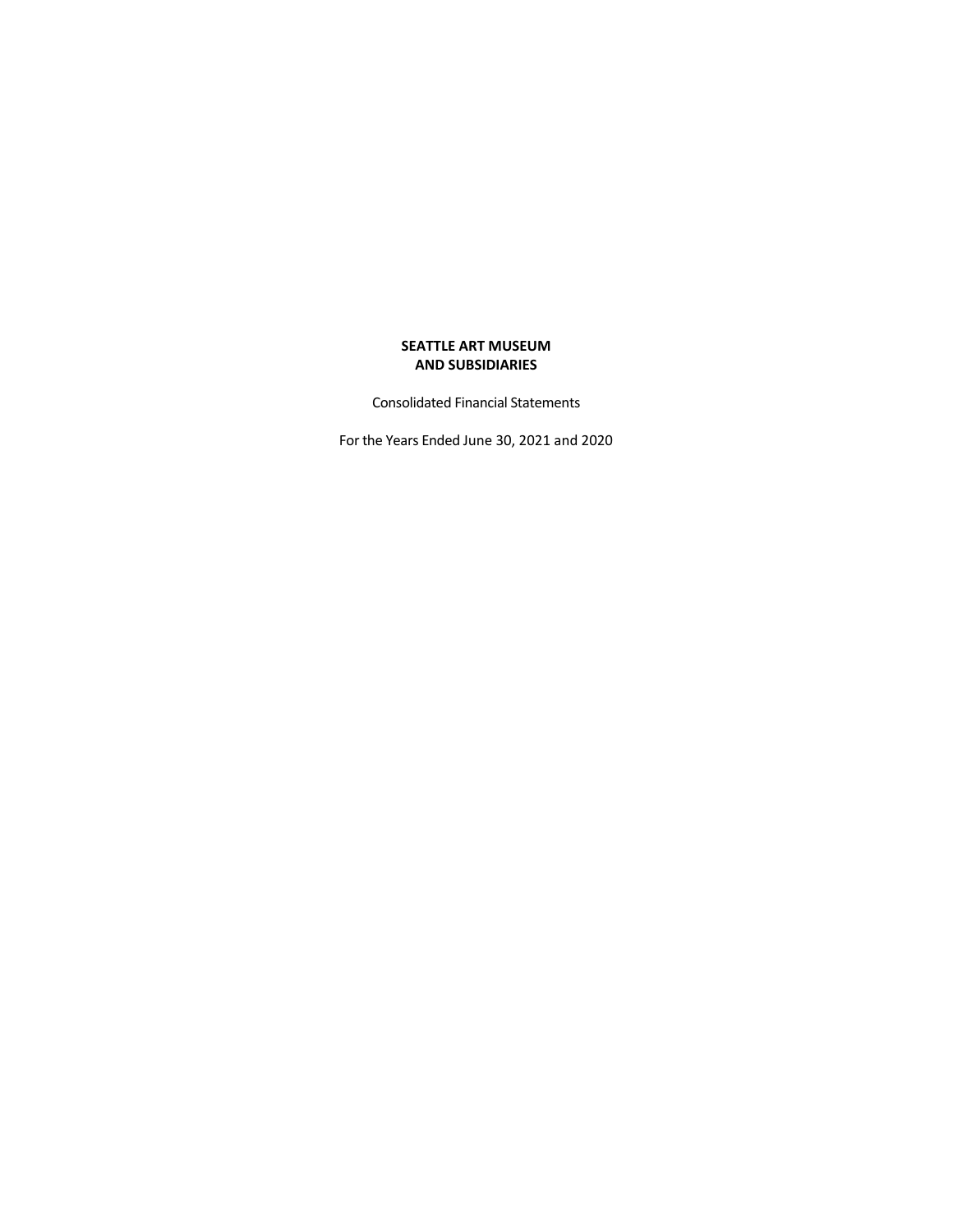# SEATTLE ART MUSEUM
# AND SUBSIDIARIES

Consolidated Financial Statements

For the Years Ended June 30, 2021 and 2020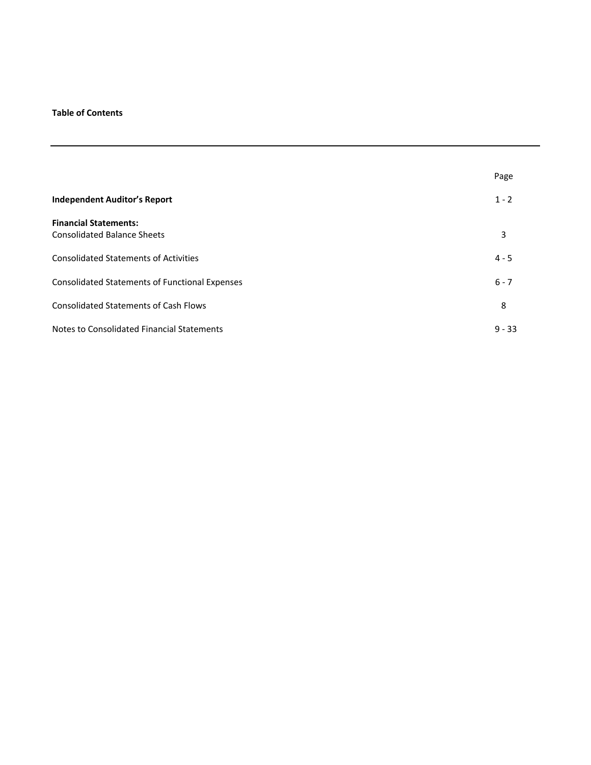**Table of Contents**

| | Page |
|---|---|
| **Independent Auditor's Report** | 1 - 2 |
| **Financial Statements:** | |
| Consolidated Balance Sheets | 3 |
| Consolidated Statements of Activities | 4 - 5 |
| Consolidated Statements of Functional Expenses | 6 - 7 |
| Consolidated Statements of Cash Flows | 8 |
| Notes to Consolidated Financial Statements | 9 - 33 |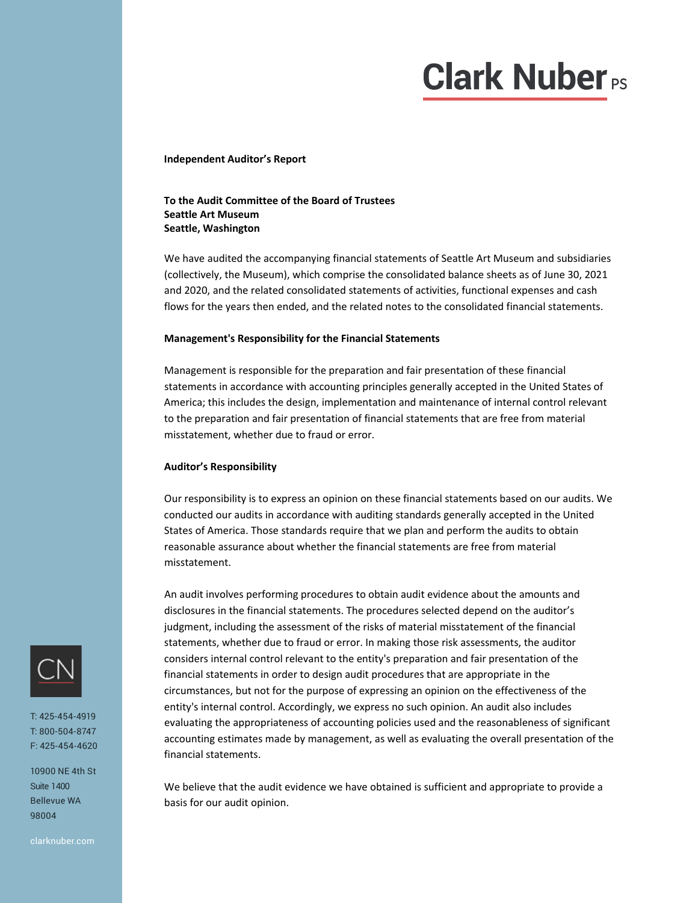# Clark Nuber PS

**Independent Auditor's Report**

**To the Audit Committee of the Board of Trustees**
**Seattle Art Museum**
**Seattle, Washington**

We have audited the accompanying financial statements of Seattle Art Museum and subsidiaries (collectively, the Museum), which comprise the consolidated balance sheets as of June 30, 2021 and 2020, and the related consolidated statements of activities, functional expenses and cash flows for the years then ended, and the related notes to the consolidated financial statements.

**Management's Responsibility for the Financial Statements**

Management is responsible for the preparation and fair presentation of these financial statements in accordance with accounting principles generally accepted in the United States of America; this includes the design, implementation and maintenance of internal control relevant to the preparation and fair presentation of financial statements that are free from material misstatement, whether due to fraud or error.

**Auditor's Responsibility**

Our responsibility is to express an opinion on these financial statements based on our audits. We conducted our audits in accordance with auditing standards generally accepted in the United States of America. Those standards require that we plan and perform the audits to obtain reasonable assurance about whether the financial statements are free from material misstatement.

An audit involves performing procedures to obtain audit evidence about the amounts and disclosures in the financial statements. The procedures selected depend on the auditor's judgment, including the assessment of the risks of material misstatement of the financial statements, whether due to fraud or error. In making those risk assessments, the auditor considers internal control relevant to the entity's preparation and fair presentation of the financial statements in order to design audit procedures that are appropriate in the circumstances, but not for the purpose of expressing an opinion on the effectiveness of the entity's internal control. Accordingly, we express no such opinion. An audit also includes evaluating the appropriateness of accounting policies used and the reasonableness of significant accounting estimates made by management, as well as evaluating the overall presentation of the financial statements.

We believe that the audit evidence we have obtained is sufficient and appropriate to provide a basis for our audit opinion.

CN

T: 425-454-4919
T: 800-504-8747
F: 425-454-4620

10900 NE 4th St
Suite 1400
Bellevue WA
98004

clarknuber.com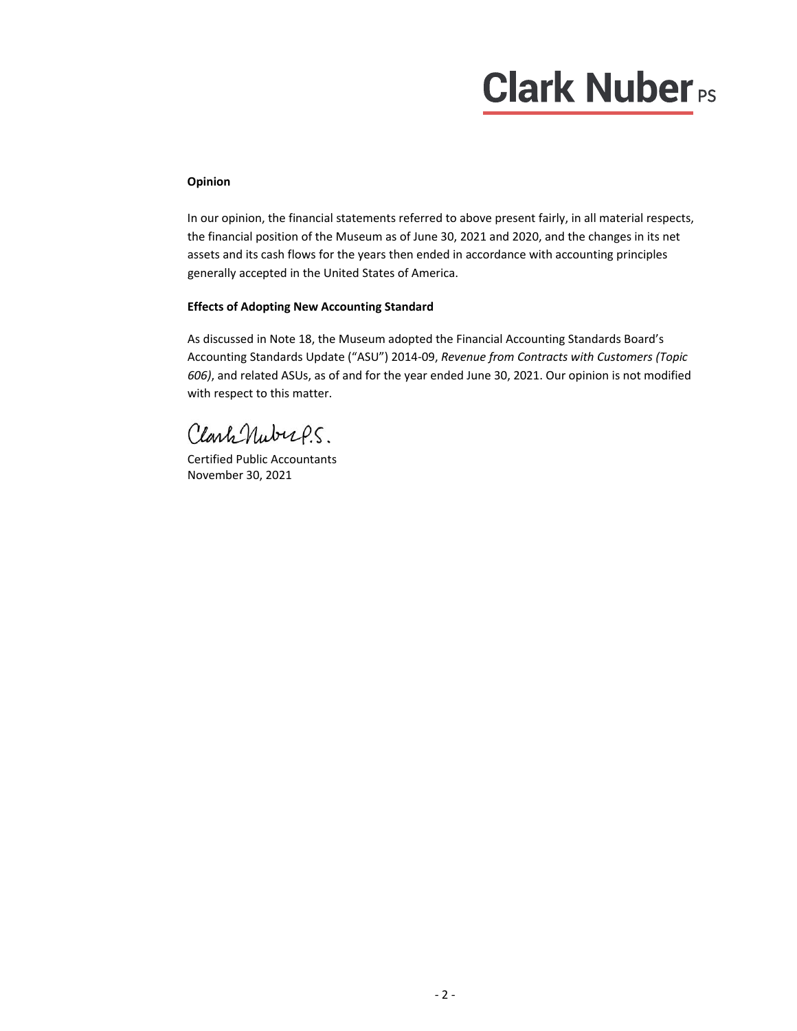**Clark Nuber** PS

**Opinion**

In our opinion, the financial statements referred to above present fairly, in all material respects, the financial position of the Museum as of June 30, 2021 and 2020, and the changes in its net assets and its cash flows for the years then ended in accordance with accounting principles generally accepted in the United States of America.

**Effects of Adopting New Accounting Standard**

As discussed in Note 18, the Museum adopted the Financial Accounting Standards Board's Accounting Standards Update ("ASU") 2014-09, *Revenue from Contracts with Customers (Topic 606)*, and related ASUs, as of and for the year ended June 30, 2021. Our opinion is not modified with respect to this matter.

Clark Nuber P.S.

Certified Public Accountants
November 30, 2021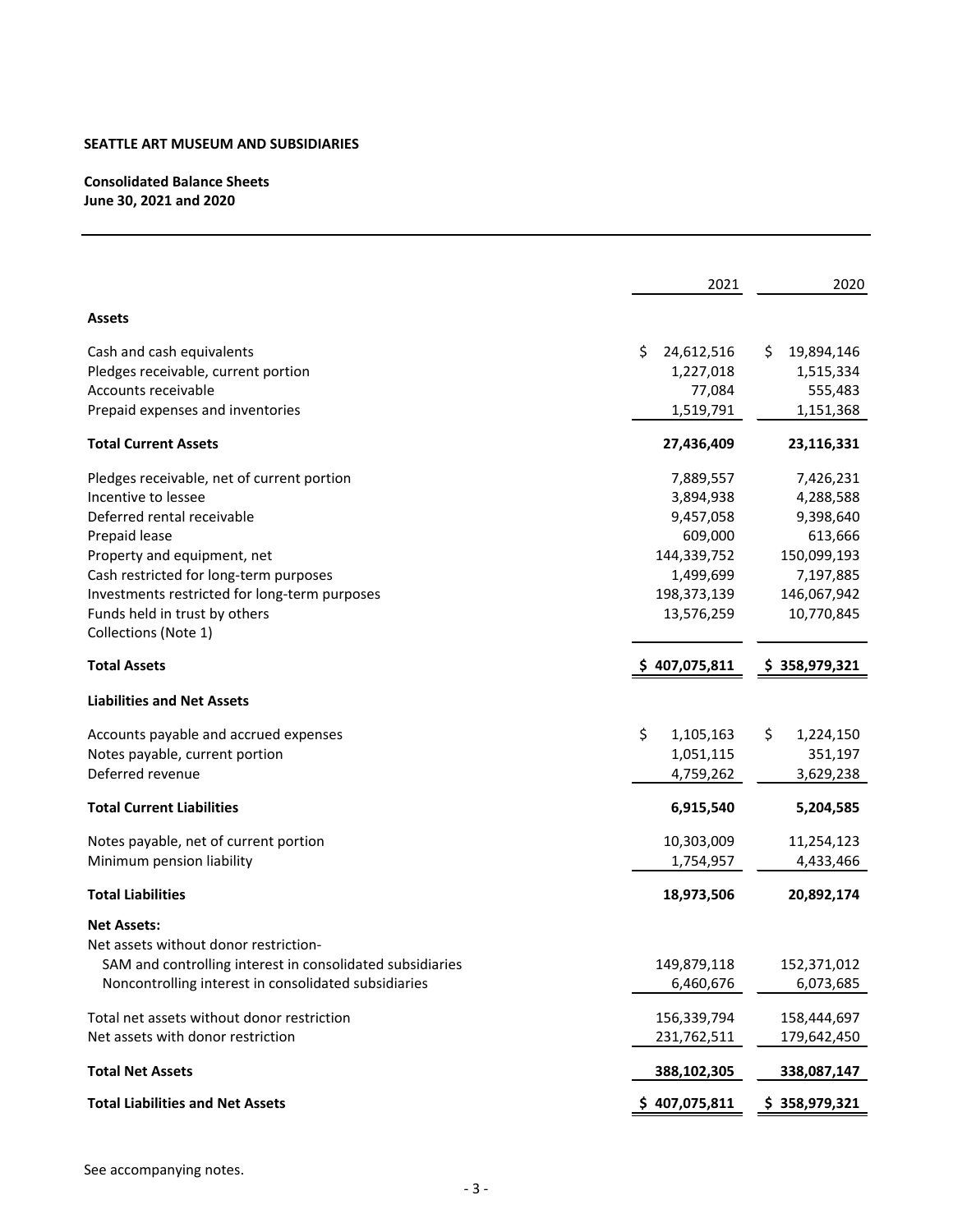**SEATTLE ART MUSEUM AND SUBSIDIARIES**

**Consolidated Balance Sheets**
**June 30, 2021 and 2020**

| | 2021 | 2020 |
|---|---|---|
| **Assets** | | |
| Cash and cash equivalents | $ 24,612,516 | $ 19,894,146 |
| Pledges receivable, current portion | 1,227,018 | 1,515,334 |
| Accounts receivable | 77,084 | 555,483 |
| Prepaid expenses and inventories | 1,519,791 | 1,151,368 |
| **Total Current Assets** | **27,436,409** | **23,116,331** |
| Pledges receivable, net of current portion | 7,889,557 | 7,426,231 |
| Incentive to lessee | 3,894,938 | 4,288,588 |
| Deferred rental receivable | 9,457,058 | 9,398,640 |
| Prepaid lease | 609,000 | 613,666 |
| Property and equipment, net | 144,339,752 | 150,099,193 |
| Cash restricted for long-term purposes | 1,499,699 | 7,197,885 |
| Investments restricted for long-term purposes | 198,373,139 | 146,067,942 |
| Funds held in trust by others | 13,576,259 | 10,770,845 |
| Collections (Note 1) | | |
| **Total Assets** | **$ 407,075,811** | **$ 358,979,321** |
| **Liabilities and Net Assets** | | |
| Accounts payable and accrued expenses | $ 1,105,163 | $ 1,224,150 |
| Notes payable, current portion | 1,051,115 | 351,197 |
| Deferred revenue | 4,759,262 | 3,629,238 |
| **Total Current Liabilities** | **6,915,540** | **5,204,585** |
| Notes payable, net of current portion | 10,303,009 | 11,254,123 |
| Minimum pension liability | 1,754,957 | 4,433,466 |
| **Total Liabilities** | **18,973,506** | **20,892,174** |
| **Net Assets:** | | |
| Net assets without donor restriction- | | |
| SAM and controlling interest in consolidated subsidiaries | 149,879,118 | 152,371,012 |
| Noncontrolling interest in consolidated subsidiaries | 6,460,676 | 6,073,685 |
| Total net assets without donor restriction | 156,339,794 | 158,444,697 |
| Net assets with donor restriction | 231,762,511 | 179,642,450 |
| **Total Net Assets** | **388,102,305** | **338,087,147** |
| **Total Liabilities and Net Assets** | **$ 407,075,811** | **$ 358,979,321** |

See accompanying notes.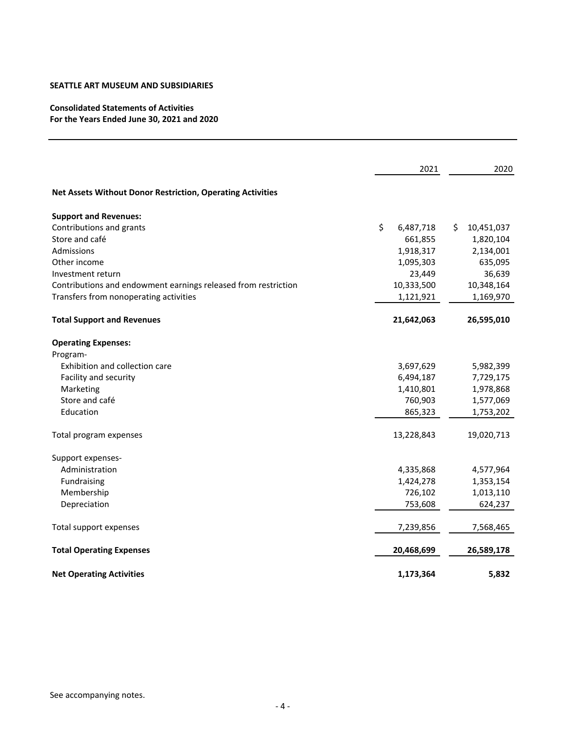**SEATTLE ART MUSEUM AND SUBSIDIARIES**

**Consolidated Statements of Activities**
**For the Years Ended June 30, 2021 and 2020**

| | 2021 | 2020 |
|---|---|---|
| **Net Assets Without Donor Restriction, Operating Activities** | | |
| **Support and Revenues:** | | |
| Contributions and grants | $ 6,487,718 | $ 10,451,037 |
| Store and café | 661,855 | 1,820,104 |
| Admissions | 1,918,317 | 2,134,001 |
| Other income | 1,095,303 | 635,095 |
| Investment return | 23,449 | 36,639 |
| Contributions and endowment earnings released from restriction | 10,333,500 | 10,348,164 |
| Transfers from nonoperating activities | 1,121,921 | 1,169,970 |
| **Total Support and Revenues** | **21,642,063** | **26,595,010** |
| **Operating Expenses:** | | |
| Program- | | |
| Exhibition and collection care | 3,697,629 | 5,982,399 |
| Facility and security | 6,494,187 | 7,729,175 |
| Marketing | 1,410,801 | 1,978,868 |
| Store and café | 760,903 | 1,577,069 |
| Education | 865,323 | 1,753,202 |
| Total program expenses | 13,228,843 | 19,020,713 |
| Support expenses- | | |
| Administration | 4,335,868 | 4,577,964 |
| Fundraising | 1,424,278 | 1,353,154 |
| Membership | 726,102 | 1,013,110 |
| Depreciation | 753,608 | 624,237 |
| Total support expenses | 7,239,856 | 7,568,465 |
| **Total Operating Expenses** | **20,468,699** | **26,589,178** |
| **Net Operating Activities** | **1,173,364** | **5,832** |

See accompanying notes.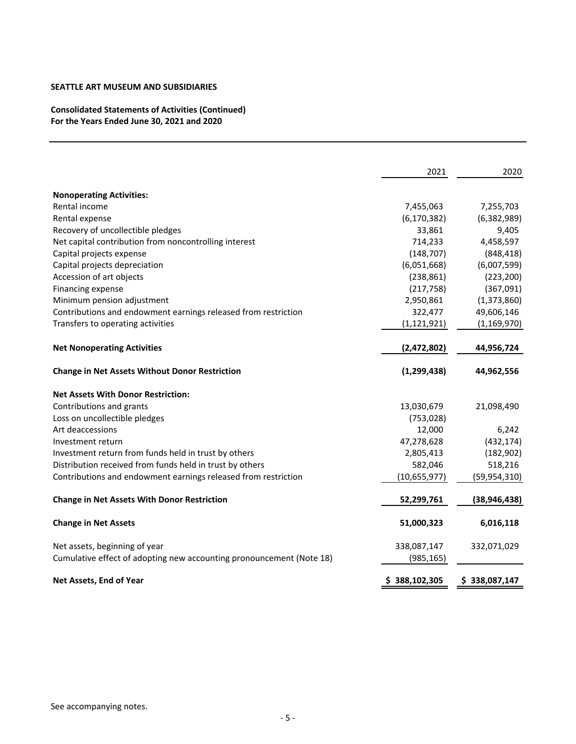**SEATTLE ART MUSEUM AND SUBSIDIARIES**

**Consolidated Statements of Activities (Continued)**
**For the Years Ended June 30, 2021 and 2020**

| | 2021 | 2020 |
|---|---|---|
| **Nonoperating Activities:** | | |
| Rental income | 7,455,063 | 7,255,703 |
| Rental expense | (6,170,382) | (6,382,989) |
| Recovery of uncollectible pledges | 33,861 | 9,405 |
| Net capital contribution from noncontrolling interest | 714,233 | 4,458,597 |
| Capital projects expense | (148,707) | (848,418) |
| Capital projects depreciation | (6,051,668) | (6,007,599) |
| Accession of art objects | (238,861) | (223,200) |
| Financing expense | (217,758) | (367,091) |
| Minimum pension adjustment | 2,950,861 | (1,373,860) |
| Contributions and endowment earnings released from restriction | 322,477 | 49,606,146 |
| Transfers to operating activities | (1,121,921) | (1,169,970) |
| **Net Nonoperating Activities** | **(2,472,802)** | **44,956,724** |
| **Change in Net Assets Without Donor Restriction** | **(1,299,438)** | **44,962,556** |
| **Net Assets With Donor Restriction:** | | |
| Contributions and grants | 13,030,679 | 21,098,490 |
| Loss on uncollectible pledges | (753,028) | |
| Art deaccessions | 12,000 | 6,242 |
| Investment return | 47,278,628 | (432,174) |
| Investment return from funds held in trust by others | 2,805,413 | (182,902) |
| Distribution received from funds held in trust by others | 582,046 | 518,216 |
| Contributions and endowment earnings released from restriction | (10,655,977) | (59,954,310) |
| **Change in Net Assets With Donor Restriction** | **52,299,761** | **(38,946,438)** |
| **Change in Net Assets** | **51,000,323** | **6,016,118** |
| Net assets, beginning of year | 338,087,147 | 332,071,029 |
| Cumulative effect of adopting new accounting pronouncement (Note 18) | (985,165) | |
| **Net Assets, End of Year** | **$ 388,102,305** | **$ 338,087,147** |

See accompanying notes.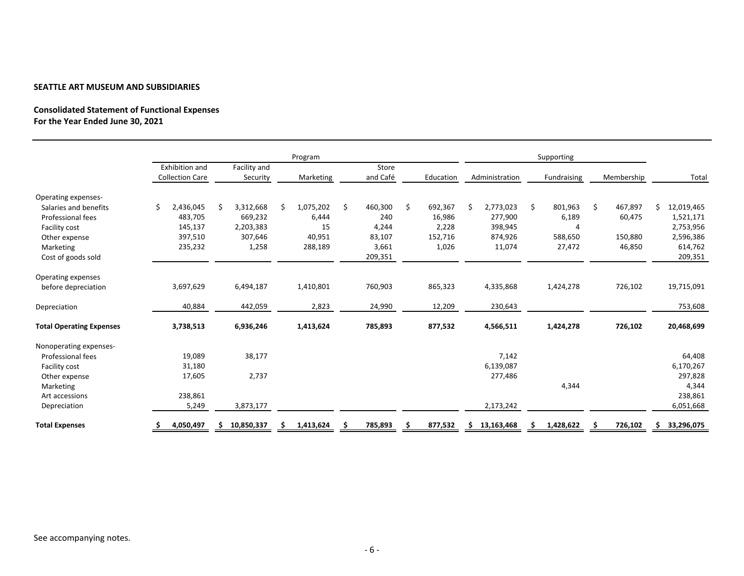**SEATTLE ART MUSEUM AND SUBSIDIARIES**

**Consolidated Statement of Functional Expenses**
**For the Year Ended June 30, 2021**

| | Program | | | | | Supporting | | | |
|---|---|---|---|---|---|---|---|---|---|
| | Exhibition and Collection Care | Facility and Security | Marketing | Store and Café | Education | Administration | Fundraising | Membership | Total |
| Operating expenses- | | | | | | | | | |
| Salaries and benefits | $ 2,436,045 | $ 3,312,668 | $ 1,075,202 | $ 460,300 | $ 692,367 | $ 2,773,023 | $ 801,963 | $ 467,897 | $ 12,019,465 |
| Professional fees | 483,705 | 669,232 | 6,444 | 240 | 16,986 | 277,900 | 6,189 | 60,475 | 1,521,171 |
| Facility cost | 145,137 | 2,203,383 | 15 | 4,244 | 2,228 | 398,945 | 4 | | 2,753,956 |
| Other expense | 397,510 | 307,646 | 40,951 | 83,107 | 152,716 | 874,926 | 588,650 | 150,880 | 2,596,386 |
| Marketing | 235,232 | 1,258 | 288,189 | 3,661 | 1,026 | 11,074 | 27,472 | 46,850 | 614,762 |
| Cost of goods sold | | | | 209,351 | | | | | 209,351 |
| Operating expenses before depreciation | 3,697,629 | 6,494,187 | 1,410,801 | 760,903 | 865,323 | 4,335,868 | 1,424,278 | 726,102 | 19,715,091 |
| Depreciation | 40,884 | 442,059 | 2,823 | 24,990 | 12,209 | 230,643 | | | 753,608 |
| **Total Operating Expenses** | **3,738,513** | **6,936,246** | **1,413,624** | **785,893** | **877,532** | **4,566,511** | **1,424,278** | **726,102** | **20,468,699** |
| Nonoperating expenses- | | | | | | | | | |
| Professional fees | 19,089 | 38,177 | | | | 7,142 | | | 64,408 |
| Facility cost | 31,180 | | | | | 6,139,087 | | | 6,170,267 |
| Other expense | 17,605 | 2,737 | | | | 277,486 | | | 297,828 |
| Marketing | | | | | | | 4,344 | | 4,344 |
| Art accessions | 238,861 | | | | | | | | 238,861 |
| Depreciation | 5,249 | 3,873,177 | | | | 2,173,242 | | | 6,051,668 |
| **Total Expenses** | **$ 4,050,497** | **$ 10,850,337** | **$ 1,413,624** | **$ 785,893** | **$ 877,532** | **$ 13,163,468** | **$ 1,428,622** | **$ 726,102** | **$ 33,296,075** |

See accompanying notes.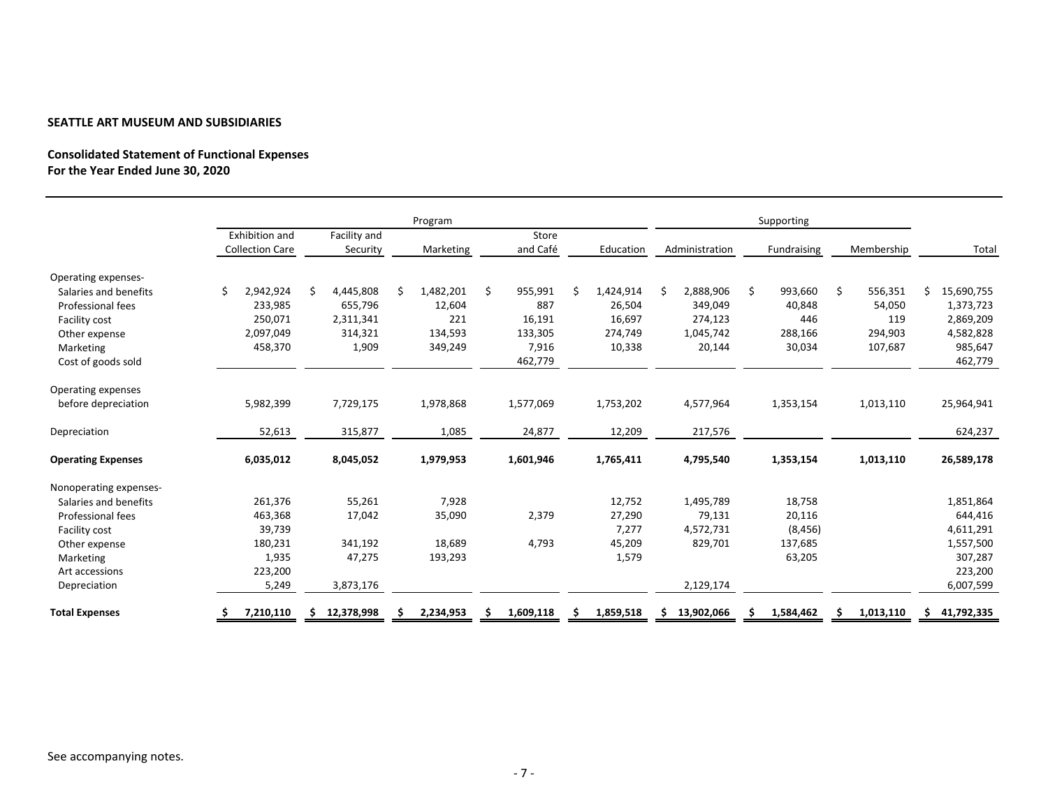**SEATTLE ART MUSEUM AND SUBSIDIARIES**

**Consolidated Statement of Functional Expenses**
**For the Year Ended June 30, 2020**

| | Program | | | | | Supporting | | | |
|---|---|---|---|---|---|---|---|---|---|
| | Exhibition and Collection Care | Facility and Security | Marketing | Store and Café | Education | Administration | Fundraising | Membership | Total |
| Operating expenses- | | | | | | | | | |
| Salaries and benefits | $ 2,942,924 | $ 4,445,808 | $ 1,482,201 | $ 955,991 | $ 1,424,914 | $ 2,888,906 | $ 993,660 | $ 556,351 | $ 15,690,755 |
| Professional fees | 233,985 | 655,796 | 12,604 | 887 | 26,504 | 349,049 | 40,848 | 54,050 | 1,373,723 |
| Facility cost | 250,071 | 2,311,341 | 221 | 16,191 | 16,697 | 274,123 | 446 | 119 | 2,869,209 |
| Other expense | 2,097,049 | 314,321 | 134,593 | 133,305 | 274,749 | 1,045,742 | 288,166 | 294,903 | 4,582,828 |
| Marketing | 458,370 | 1,909 | 349,249 | 7,916 | 10,338 | 20,144 | 30,034 | 107,687 | 985,647 |
| Cost of goods sold | | | | 462,779 | | | | | 462,779 |
| Operating expenses before depreciation | 5,982,399 | 7,729,175 | 1,978,868 | 1,577,069 | 1,753,202 | 4,577,964 | 1,353,154 | 1,013,110 | 25,964,941 |
| Depreciation | 52,613 | 315,877 | 1,085 | 24,877 | 12,209 | 217,576 | | | 624,237 |
| **Operating Expenses** | **6,035,012** | **8,045,052** | **1,979,953** | **1,601,946** | **1,765,411** | **4,795,540** | **1,353,154** | **1,013,110** | **26,589,178** |
| Nonoperating expenses- | | | | | | | | | |
| Salaries and benefits | 261,376 | 55,261 | 7,928 | | 12,752 | 1,495,789 | 18,758 | | 1,851,864 |
| Professional fees | 463,368 | 17,042 | 35,090 | 2,379 | 27,290 | 79,131 | 20,116 | | 644,416 |
| Facility cost | 39,739 | | | | 7,277 | 4,572,731 | (8,456) | | 4,611,291 |
| Other expense | 180,231 | 341,192 | 18,689 | 4,793 | 45,209 | 829,701 | 137,685 | | 1,557,500 |
| Marketing | 1,935 | 47,275 | 193,293 | | 1,579 | | 63,205 | | 307,287 |
| Art accessions | 223,200 | | | | | | | | 223,200 |
| Depreciation | 5,249 | 3,873,176 | | | | 2,129,174 | | | 6,007,599 |
| **Total Expenses** | **$ 7,210,110** | **$ 12,378,998** | **$ 2,234,953** | **$ 1,609,118** | **$ 1,859,518** | **$ 13,902,066** | **$ 1,584,462** | **$ 1,013,110** | **$ 41,792,335** |

See accompanying notes.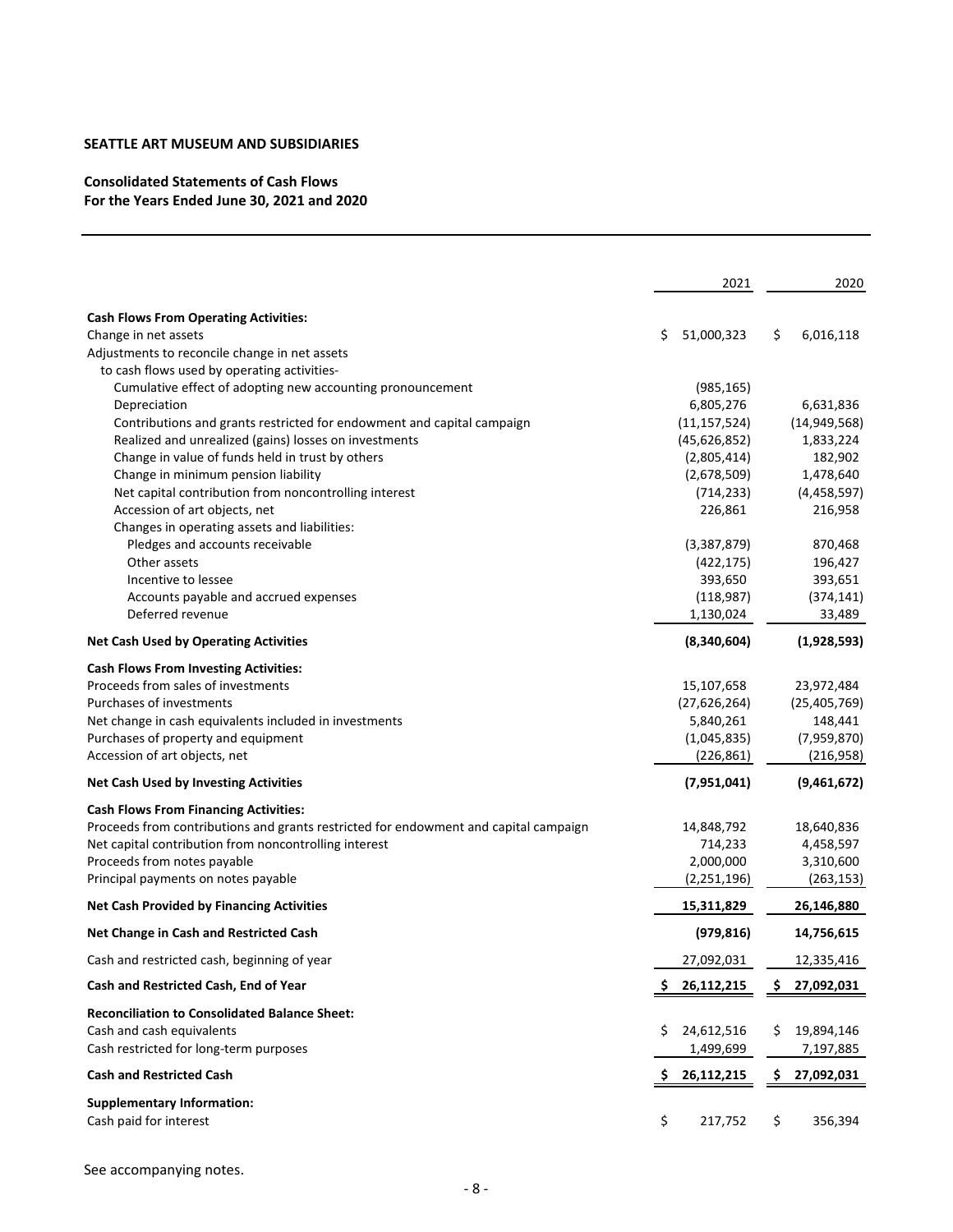**SEATTLE ART MUSEUM AND SUBSIDIARIES**

**Consolidated Statements of Cash Flows**
**For the Years Ended June 30, 2021 and 2020**

| | 2021 | 2020 |
|---|---|---|
| **Cash Flows From Operating Activities:** | | |
| Change in net assets | $ 51,000,323 | $ 6,016,118 |
| Adjustments to reconcile change in net assets | | |
| to cash flows used by operating activities- | | |
| Cumulative effect of adopting new accounting pronouncement | (985,165) | |
| Depreciation | 6,805,276 | 6,631,836 |
| Contributions and grants restricted for endowment and capital campaign | (11,157,524) | (14,949,568) |
| Realized and unrealized (gains) losses on investments | (45,626,852) | 1,833,224 |
| Change in value of funds held in trust by others | (2,805,414) | 182,902 |
| Change in minimum pension liability | (2,678,509) | 1,478,640 |
| Net capital contribution from noncontrolling interest | (714,233) | (4,458,597) |
| Accession of art objects, net | 226,861 | 216,958 |
| Changes in operating assets and liabilities: | | |
| Pledges and accounts receivable | (3,387,879) | 870,468 |
| Other assets | (422,175) | 196,427 |
| Incentive to lessee | 393,650 | 393,651 |
| Accounts payable and accrued expenses | (118,987) | (374,141) |
| Deferred revenue | 1,130,024 | 33,489 |
| **Net Cash Used by Operating Activities** | **(8,340,604)** | **(1,928,593)** |
| **Cash Flows From Investing Activities:** | | |
| Proceeds from sales of investments | 15,107,658 | 23,972,484 |
| Purchases of investments | (27,626,264) | (25,405,769) |
| Net change in cash equivalents included in investments | 5,840,261 | 148,441 |
| Purchases of property and equipment | (1,045,835) | (7,959,870) |
| Accession of art objects, net | (226,861) | (216,958) |
| **Net Cash Used by Investing Activities** | **(7,951,041)** | **(9,461,672)** |
| **Cash Flows From Financing Activities:** | | |
| Proceeds from contributions and grants restricted for endowment and capital campaign | 14,848,792 | 18,640,836 |
| Net capital contribution from noncontrolling interest | 714,233 | 4,458,597 |
| Proceeds from notes payable | 2,000,000 | 3,310,600 |
| Principal payments on notes payable | (2,251,196) | (263,153) |
| **Net Cash Provided by Financing Activities** | **15,311,829** | **26,146,880** |
| **Net Change in Cash and Restricted Cash** | **(979,816)** | **14,756,615** |
| Cash and restricted cash, beginning of year | 27,092,031 | 12,335,416 |
| **Cash and Restricted Cash, End of Year** | **$ 26,112,215** | **$ 27,092,031** |
| **Reconciliation to Consolidated Balance Sheet:** | | |
| Cash and cash equivalents | $ 24,612,516 | $ 19,894,146 |
| Cash restricted for long-term purposes | 1,499,699 | 7,197,885 |
| **Cash and Restricted Cash** | **$ 26,112,215** | **$ 27,092,031** |
| **Supplementary Information:** | | |
| Cash paid for interest | $ 217,752 | $ 356,394 |

See accompanying notes.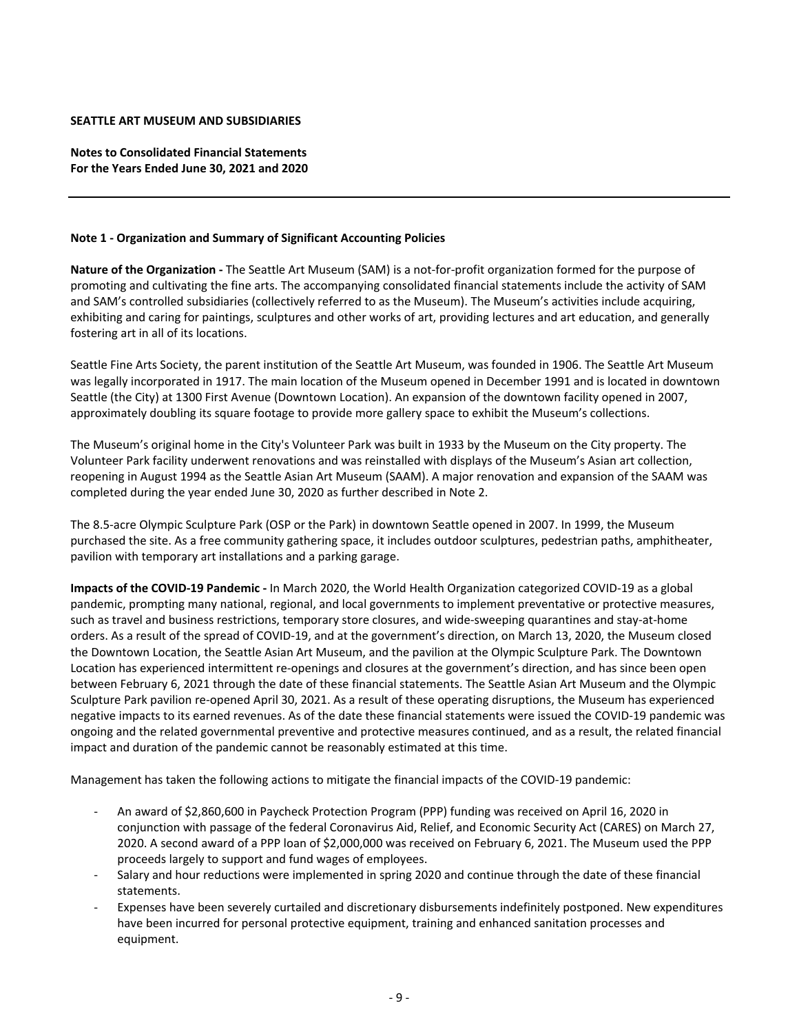**SEATTLE ART MUSEUM AND SUBSIDIARIES**

**Notes to Consolidated Financial Statements**
**For the Years Ended June 30, 2021 and 2020**

---

**Note 1 - Organization and Summary of Significant Accounting Policies**

**Nature of the Organization -** The Seattle Art Museum (SAM) is a not-for-profit organization formed for the purpose of promoting and cultivating the fine arts. The accompanying consolidated financial statements include the activity of SAM and SAM's controlled subsidiaries (collectively referred to as the Museum). The Museum's activities include acquiring, exhibiting and caring for paintings, sculptures and other works of art, providing lectures and art education, and generally fostering art in all of its locations.

Seattle Fine Arts Society, the parent institution of the Seattle Art Museum, was founded in 1906. The Seattle Art Museum was legally incorporated in 1917. The main location of the Museum opened in December 1991 and is located in downtown Seattle (the City) at 1300 First Avenue (Downtown Location). An expansion of the downtown facility opened in 2007, approximately doubling its square footage to provide more gallery space to exhibit the Museum's collections.

The Museum's original home in the City's Volunteer Park was built in 1933 by the Museum on the City property. The Volunteer Park facility underwent renovations and was reinstalled with displays of the Museum's Asian art collection, reopening in August 1994 as the Seattle Asian Art Museum (SAAM). A major renovation and expansion of the SAAM was completed during the year ended June 30, 2020 as further described in Note 2.

The 8.5-acre Olympic Sculpture Park (OSP or the Park) in downtown Seattle opened in 2007. In 1999, the Museum purchased the site. As a free community gathering space, it includes outdoor sculptures, pedestrian paths, amphitheater, pavilion with temporary art installations and a parking garage.

**Impacts of the COVID-19 Pandemic -** In March 2020, the World Health Organization categorized COVID-19 as a global pandemic, prompting many national, regional, and local governments to implement preventative or protective measures, such as travel and business restrictions, temporary store closures, and wide-sweeping quarantines and stay-at-home orders. As a result of the spread of COVID-19, and at the government's direction, on March 13, 2020, the Museum closed the Downtown Location, the Seattle Asian Art Museum, and the pavilion at the Olympic Sculpture Park. The Downtown Location has experienced intermittent re-openings and closures at the government's direction, and has since been open between February 6, 2021 through the date of these financial statements. The Seattle Asian Art Museum and the Olympic Sculpture Park pavilion re-opened April 30, 2021. As a result of these operating disruptions, the Museum has experienced negative impacts to its earned revenues. As of the date these financial statements were issued the COVID-19 pandemic was ongoing and the related governmental preventive and protective measures continued, and as a result, the related financial impact and duration of the pandemic cannot be reasonably estimated at this time.

Management has taken the following actions to mitigate the financial impacts of the COVID-19 pandemic:

- An award of $2,860,600 in Paycheck Protection Program (PPP) funding was received on April 16, 2020 in conjunction with passage of the federal Coronavirus Aid, Relief, and Economic Security Act (CARES) on March 27, 2020. A second award of a PPP loan of $2,000,000 was received on February 6, 2021. The Museum used the PPP proceeds largely to support and fund wages of employees.
- Salary and hour reductions were implemented in spring 2020 and continue through the date of these financial statements.
- Expenses have been severely curtailed and discretionary disbursements indefinitely postponed. New expenditures have been incurred for personal protective equipment, training and enhanced sanitation processes and equipment.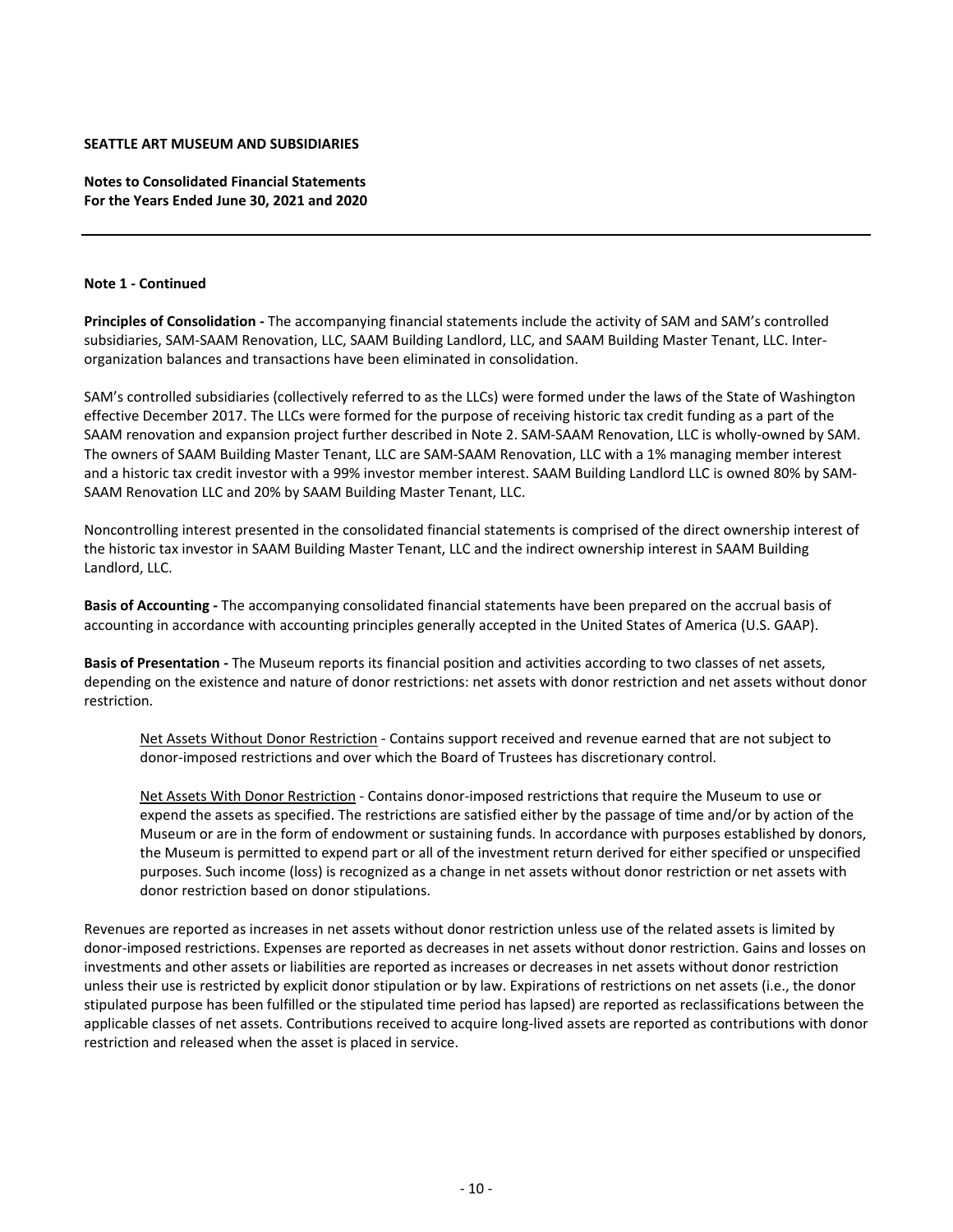**Note 1 - Continued**

**Principles of Consolidation -** The accompanying financial statements include the activity of SAM and SAM's controlled subsidiaries, SAM-SAAM Renovation, LLC, SAAM Building Landlord, LLC, and SAAM Building Master Tenant, LLC. Inter-organization balances and transactions have been eliminated in consolidation.

SAM's controlled subsidiaries (collectively referred to as the LLCs) were formed under the laws of the State of Washington effective December 2017. The LLCs were formed for the purpose of receiving historic tax credit funding as a part of the SAAM renovation and expansion project further described in Note 2. SAM-SAAM Renovation, LLC is wholly-owned by SAM. The owners of SAAM Building Master Tenant, LLC are SAM-SAAM Renovation, LLC with a 1% managing member interest and a historic tax credit investor with a 99% investor member interest. SAAM Building Landlord LLC is owned 80% by SAM-SAAM Renovation LLC and 20% by SAAM Building Master Tenant, LLC.

Noncontrolling interest presented in the consolidated financial statements is comprised of the direct ownership interest of the historic tax investor in SAAM Building Master Tenant, LLC and the indirect ownership interest in SAAM Building Landlord, LLC.

**Basis of Accounting -** The accompanying consolidated financial statements have been prepared on the accrual basis of accounting in accordance with accounting principles generally accepted in the United States of America (U.S. GAAP).

**Basis of Presentation -** The Museum reports its financial position and activities according to two classes of net assets, depending on the existence and nature of donor restrictions: net assets with donor restriction and net assets without donor restriction.

> Net Assets Without Donor Restriction - Contains support received and revenue earned that are not subject to donor-imposed restrictions and over which the Board of Trustees has discretionary control.
>
> Net Assets With Donor Restriction - Contains donor-imposed restrictions that require the Museum to use or expend the assets as specified. The restrictions are satisfied either by the passage of time and/or by action of the Museum or are in the form of endowment or sustaining funds. In accordance with purposes established by donors, the Museum is permitted to expend part or all of the investment return derived for either specified or unspecified purposes. Such income (loss) is recognized as a change in net assets without donor restriction or net assets with donor restriction based on donor stipulations.

Revenues are reported as increases in net assets without donor restriction unless use of the related assets is limited by donor-imposed restrictions. Expenses are reported as decreases in net assets without donor restriction. Gains and losses on investments and other assets or liabilities are reported as increases or decreases in net assets without donor restriction unless their use is restricted by explicit donor stipulation or by law. Expirations of restrictions on net assets (i.e., the donor stipulated purpose has been fulfilled or the stipulated time period has lapsed) are reported as reclassifications between the applicable classes of net assets. Contributions received to acquire long-lived assets are reported as contributions with donor restriction and released when the asset is placed in service.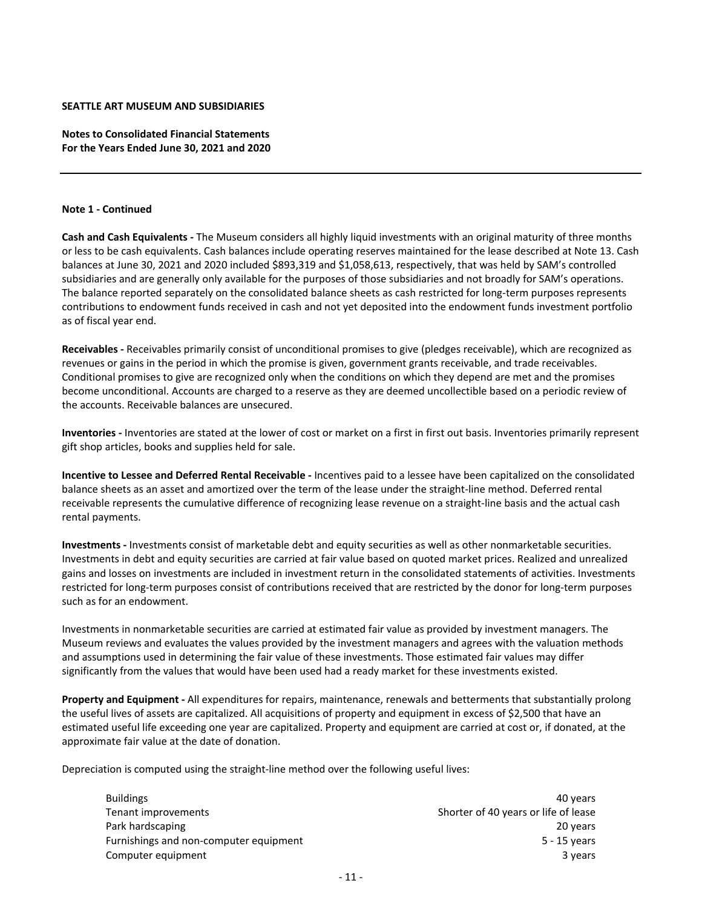**SEATTLE ART MUSEUM AND SUBSIDIARIES**

**Notes to Consolidated Financial Statements**
**For the Years Ended June 30, 2021 and 2020**

**Note 1 - Continued**

**Cash and Cash Equivalents -** The Museum considers all highly liquid investments with an original maturity of three months or less to be cash equivalents. Cash balances include operating reserves maintained for the lease described at Note 13. Cash balances at June 30, 2021 and 2020 included $893,319 and $1,058,613, respectively, that was held by SAM's controlled subsidiaries and are generally only available for the purposes of those subsidiaries and not broadly for SAM's operations. The balance reported separately on the consolidated balance sheets as cash restricted for long-term purposes represents contributions to endowment funds received in cash and not yet deposited into the endowment funds investment portfolio as of fiscal year end.

**Receivables -** Receivables primarily consist of unconditional promises to give (pledges receivable), which are recognized as revenues or gains in the period in which the promise is given, government grants receivable, and trade receivables. Conditional promises to give are recognized only when the conditions on which they depend are met and the promises become unconditional. Accounts are charged to a reserve as they are deemed uncollectible based on a periodic review of the accounts. Receivable balances are unsecured.

**Inventories -** Inventories are stated at the lower of cost or market on a first in first out basis. Inventories primarily represent gift shop articles, books and supplies held for sale.

**Incentive to Lessee and Deferred Rental Receivable -** Incentives paid to a lessee have been capitalized on the consolidated balance sheets as an asset and amortized over the term of the lease under the straight-line method. Deferred rental receivable represents the cumulative difference of recognizing lease revenue on a straight-line basis and the actual cash rental payments.

**Investments -** Investments consist of marketable debt and equity securities as well as other nonmarketable securities. Investments in debt and equity securities are carried at fair value based on quoted market prices. Realized and unrealized gains and losses on investments are included in investment return in the consolidated statements of activities. Investments restricted for long-term purposes consist of contributions received that are restricted by the donor for long-term purposes such as for an endowment.

Investments in nonmarketable securities are carried at estimated fair value as provided by investment managers. The Museum reviews and evaluates the values provided by the investment managers and agrees with the valuation methods and assumptions used in determining the fair value of these investments. Those estimated fair values may differ significantly from the values that would have been used had a ready market for these investments existed.

**Property and Equipment -** All expenditures for repairs, maintenance, renewals and betterments that substantially prolong the useful lives of assets are capitalized. All acquisitions of property and equipment in excess of $2,500 that have an estimated useful life exceeding one year are capitalized. Property and equipment are carried at cost or, if donated, at the approximate fair value at the date of donation.

Depreciation is computed using the straight-line method over the following useful lives:

| | |
|---|---|
| Buildings | 40 years |
| Tenant improvements | Shorter of 40 years or life of lease |
| Park hardscaping | 20 years |
| Furnishings and non-computer equipment | 5 - 15 years |
| Computer equipment | 3 years |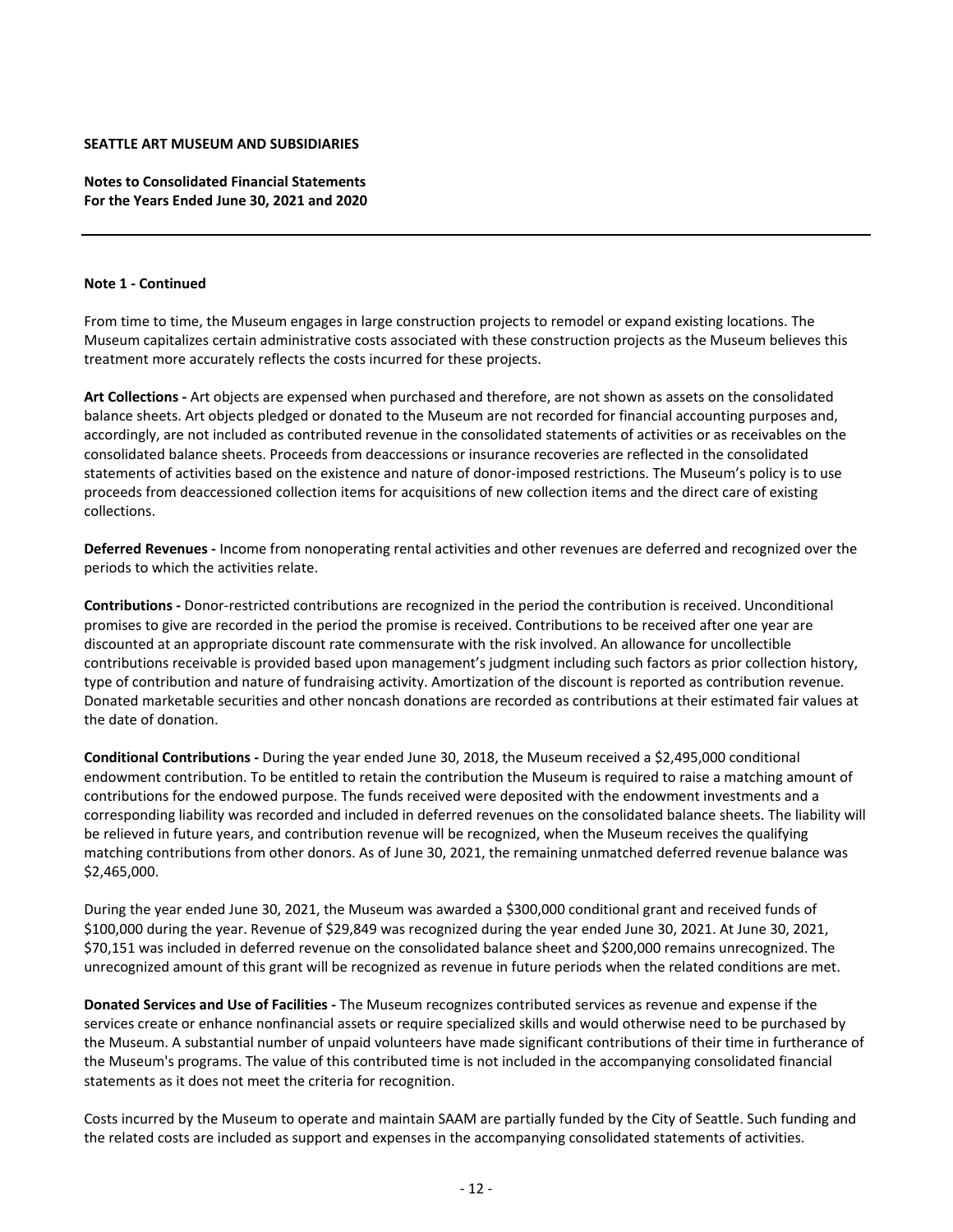**SEATTLE ART MUSEUM AND SUBSIDIARIES**

**Notes to Consolidated Financial Statements**
**For the Years Ended June 30, 2021 and 2020**

**Note 1 - Continued**

From time to time, the Museum engages in large construction projects to remodel or expand existing locations. The Museum capitalizes certain administrative costs associated with these construction projects as the Museum believes this treatment more accurately reflects the costs incurred for these projects.

**Art Collections -** Art objects are expensed when purchased and therefore, are not shown as assets on the consolidated balance sheets. Art objects pledged or donated to the Museum are not recorded for financial accounting purposes and, accordingly, are not included as contributed revenue in the consolidated statements of activities or as receivables on the consolidated balance sheets. Proceeds from deaccessions or insurance recoveries are reflected in the consolidated statements of activities based on the existence and nature of donor-imposed restrictions. The Museum's policy is to use proceeds from deaccessioned collection items for acquisitions of new collection items and the direct care of existing collections.

**Deferred Revenues -** Income from nonoperating rental activities and other revenues are deferred and recognized over the periods to which the activities relate.

**Contributions -** Donor-restricted contributions are recognized in the period the contribution is received. Unconditional promises to give are recorded in the period the promise is received. Contributions to be received after one year are discounted at an appropriate discount rate commensurate with the risk involved. An allowance for uncollectible contributions receivable is provided based upon management's judgment including such factors as prior collection history, type of contribution and nature of fundraising activity. Amortization of the discount is reported as contribution revenue. Donated marketable securities and other noncash donations are recorded as contributions at their estimated fair values at the date of donation.

**Conditional Contributions -** During the year ended June 30, 2018, the Museum received a $2,495,000 conditional endowment contribution. To be entitled to retain the contribution the Museum is required to raise a matching amount of contributions for the endowed purpose. The funds received were deposited with the endowment investments and a corresponding liability was recorded and included in deferred revenues on the consolidated balance sheets. The liability will be relieved in future years, and contribution revenue will be recognized, when the Museum receives the qualifying matching contributions from other donors. As of June 30, 2021, the remaining unmatched deferred revenue balance was $2,465,000.

During the year ended June 30, 2021, the Museum was awarded a $300,000 conditional grant and received funds of $100,000 during the year. Revenue of $29,849 was recognized during the year ended June 30, 2021. At June 30, 2021, $70,151 was included in deferred revenue on the consolidated balance sheet and $200,000 remains unrecognized. The unrecognized amount of this grant will be recognized as revenue in future periods when the related conditions are met.

**Donated Services and Use of Facilities -** The Museum recognizes contributed services as revenue and expense if the services create or enhance nonfinancial assets or require specialized skills and would otherwise need to be purchased by the Museum. A substantial number of unpaid volunteers have made significant contributions of their time in furtherance of the Museum's programs. The value of this contributed time is not included in the accompanying consolidated financial statements as it does not meet the criteria for recognition.

Costs incurred by the Museum to operate and maintain SAAM are partially funded by the City of Seattle. Such funding and the related costs are included as support and expenses in the accompanying consolidated statements of activities.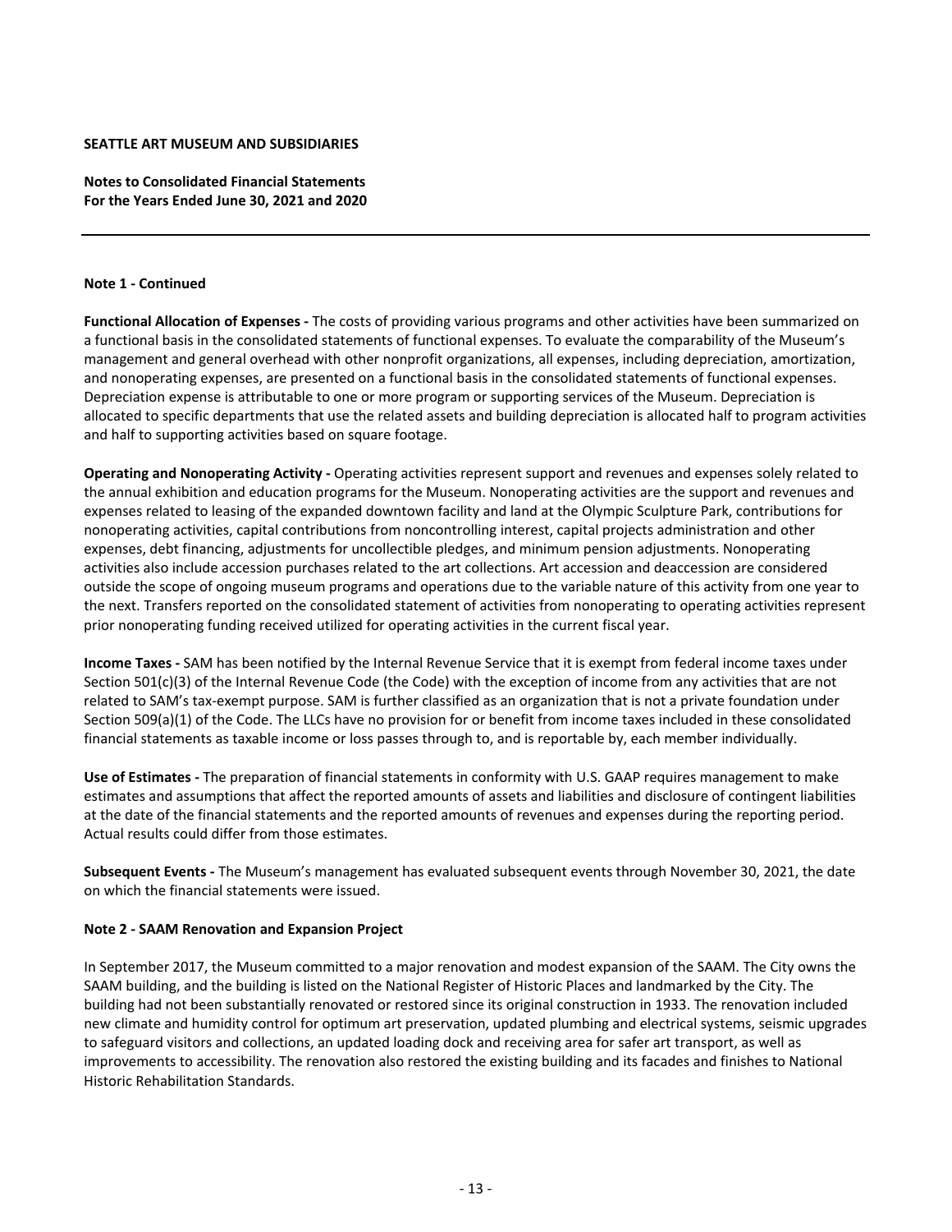**SEATTLE ART MUSEUM AND SUBSIDIARIES**

**Notes to Consolidated Financial Statements**
**For the Years Ended June 30, 2021 and 2020**

**Note 1 - Continued**

**Functional Allocation of Expenses -** The costs of providing various programs and other activities have been summarized on a functional basis in the consolidated statements of functional expenses. To evaluate the comparability of the Museum's management and general overhead with other nonprofit organizations, all expenses, including depreciation, amortization, and nonoperating expenses, are presented on a functional basis in the consolidated statements of functional expenses. Depreciation expense is attributable to one or more program or supporting services of the Museum. Depreciation is allocated to specific departments that use the related assets and building depreciation is allocated half to program activities and half to supporting activities based on square footage.

**Operating and Nonoperating Activity -** Operating activities represent support and revenues and expenses solely related to the annual exhibition and education programs for the Museum. Nonoperating activities are the support and revenues and expenses related to leasing of the expanded downtown facility and land at the Olympic Sculpture Park, contributions for nonoperating activities, capital contributions from noncontrolling interest, capital projects administration and other expenses, debt financing, adjustments for uncollectible pledges, and minimum pension adjustments. Nonoperating activities also include accession purchases related to the art collections. Art accession and deaccession are considered outside the scope of ongoing museum programs and operations due to the variable nature of this activity from one year to the next. Transfers reported on the consolidated statement of activities from nonoperating to operating activities represent prior nonoperating funding received utilized for operating activities in the current fiscal year.

**Income Taxes -** SAM has been notified by the Internal Revenue Service that it is exempt from federal income taxes under Section 501(c)(3) of the Internal Revenue Code (the Code) with the exception of income from any activities that are not related to SAM's tax-exempt purpose. SAM is further classified as an organization that is not a private foundation under Section 509(a)(1) of the Code. The LLCs have no provision for or benefit from income taxes included in these consolidated financial statements as taxable income or loss passes through to, and is reportable by, each member individually.

**Use of Estimates -** The preparation of financial statements in conformity with U.S. GAAP requires management to make estimates and assumptions that affect the reported amounts of assets and liabilities and disclosure of contingent liabilities at the date of the financial statements and the reported amounts of revenues and expenses during the reporting period. Actual results could differ from those estimates.

**Subsequent Events -** The Museum's management has evaluated subsequent events through November 30, 2021, the date on which the financial statements were issued.

**Note 2 - SAAM Renovation and Expansion Project**

In September 2017, the Museum committed to a major renovation and modest expansion of the SAAM. The City owns the SAAM building, and the building is listed on the National Register of Historic Places and landmarked by the City. The building had not been substantially renovated or restored since its original construction in 1933. The renovation included new climate and humidity control for optimum art preservation, updated plumbing and electrical systems, seismic upgrades to safeguard visitors and collections, an updated loading dock and receiving area for safer art transport, as well as improvements to accessibility. The renovation also restored the existing building and its facades and finishes to National Historic Rehabilitation Standards.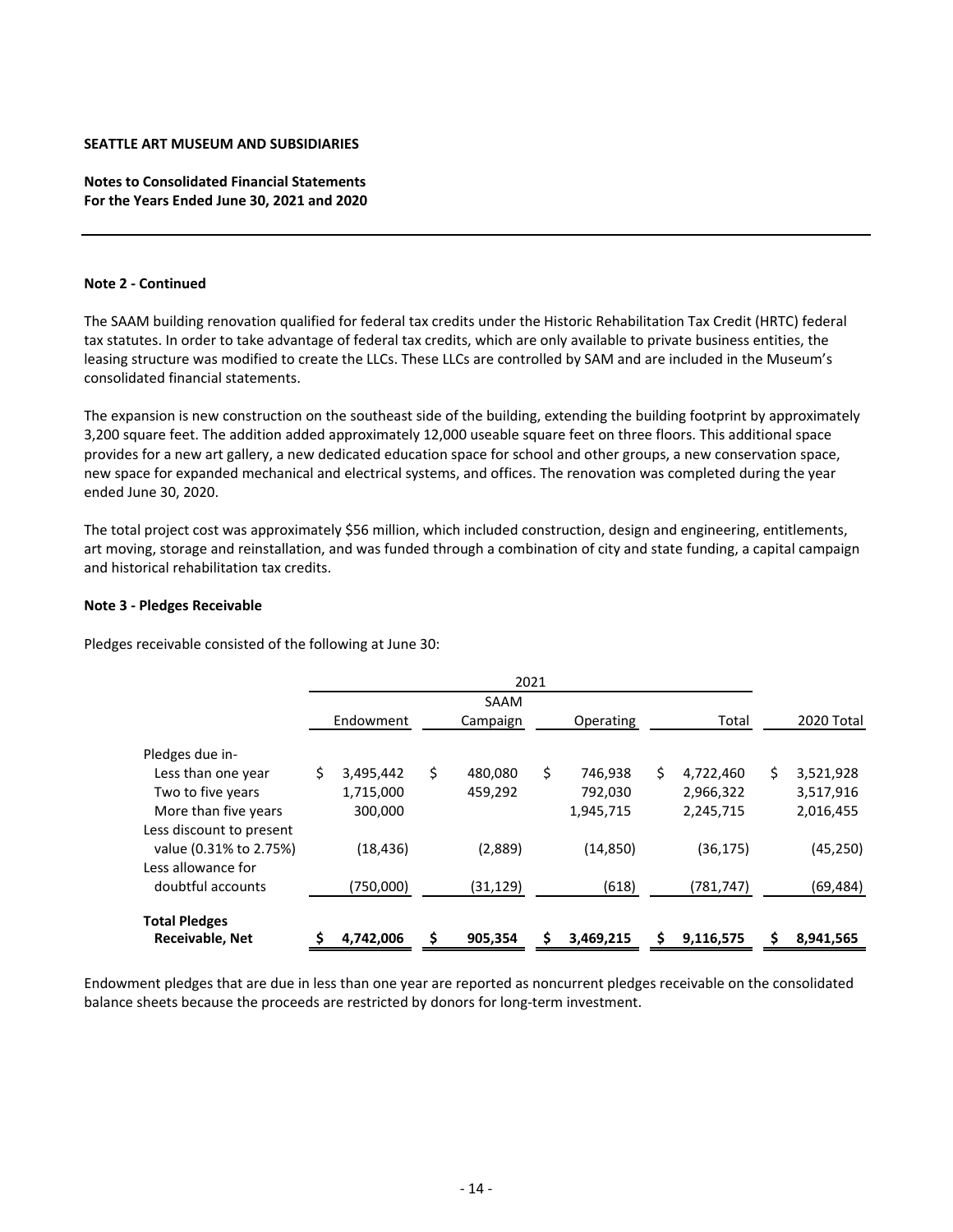**SEATTLE ART MUSEUM AND SUBSIDIARIES**

**Notes to Consolidated Financial Statements**
**For the Years Ended June 30, 2021 and 2020**

**Note 2 - Continued**

The SAAM building renovation qualified for federal tax credits under the Historic Rehabilitation Tax Credit (HRTC) federal tax statutes. In order to take advantage of federal tax credits, which are only available to private business entities, the leasing structure was modified to create the LLCs. These LLCs are controlled by SAM and are included in the Museum's consolidated financial statements.

The expansion is new construction on the southeast side of the building, extending the building footprint by approximately 3,200 square feet. The addition added approximately 12,000 useable square feet on three floors. This additional space provides for a new art gallery, a new dedicated education space for school and other groups, a new conservation space, new space for expanded mechanical and electrical systems, and offices. The renovation was completed during the year ended June 30, 2020.

The total project cost was approximately $56 million, which included construction, design and engineering, entitlements, art moving, storage and reinstallation, and was funded through a combination of city and state funding, a capital campaign and historical rehabilitation tax credits.

**Note 3 - Pledges Receivable**

Pledges receivable consisted of the following at June 30:

| | 2021 | | | | |
|---|---|---|---|---|---|
| | Endowment | SAAM Campaign | Operating | Total | 2020 Total |
| Pledges due in- | | | | | |
| Less than one year | $ 3,495,442 | $ 480,080 | $ 746,938 | $ 4,722,460 | $ 3,521,928 |
| Two to five years | 1,715,000 | 459,292 | 792,030 | 2,966,322 | 3,517,916 |
| More than five years | 300,000 | | 1,945,715 | 2,245,715 | 2,016,455 |
| Less discount to present value (0.31% to 2.75%) | (18,436) | (2,889) | (14,850) | (36,175) | (45,250) |
| Less allowance for doubtful accounts | (750,000) | (31,129) | (618) | (781,747) | (69,484) |
| **Total Pledges Receivable, Net** | **$ 4,742,006** | **$ 905,354** | **$ 3,469,215** | **$ 9,116,575** | **$ 8,941,565** |

Endowment pledges that are due in less than one year are reported as noncurrent pledges receivable on the consolidated balance sheets because the proceeds are restricted by donors for long-term investment.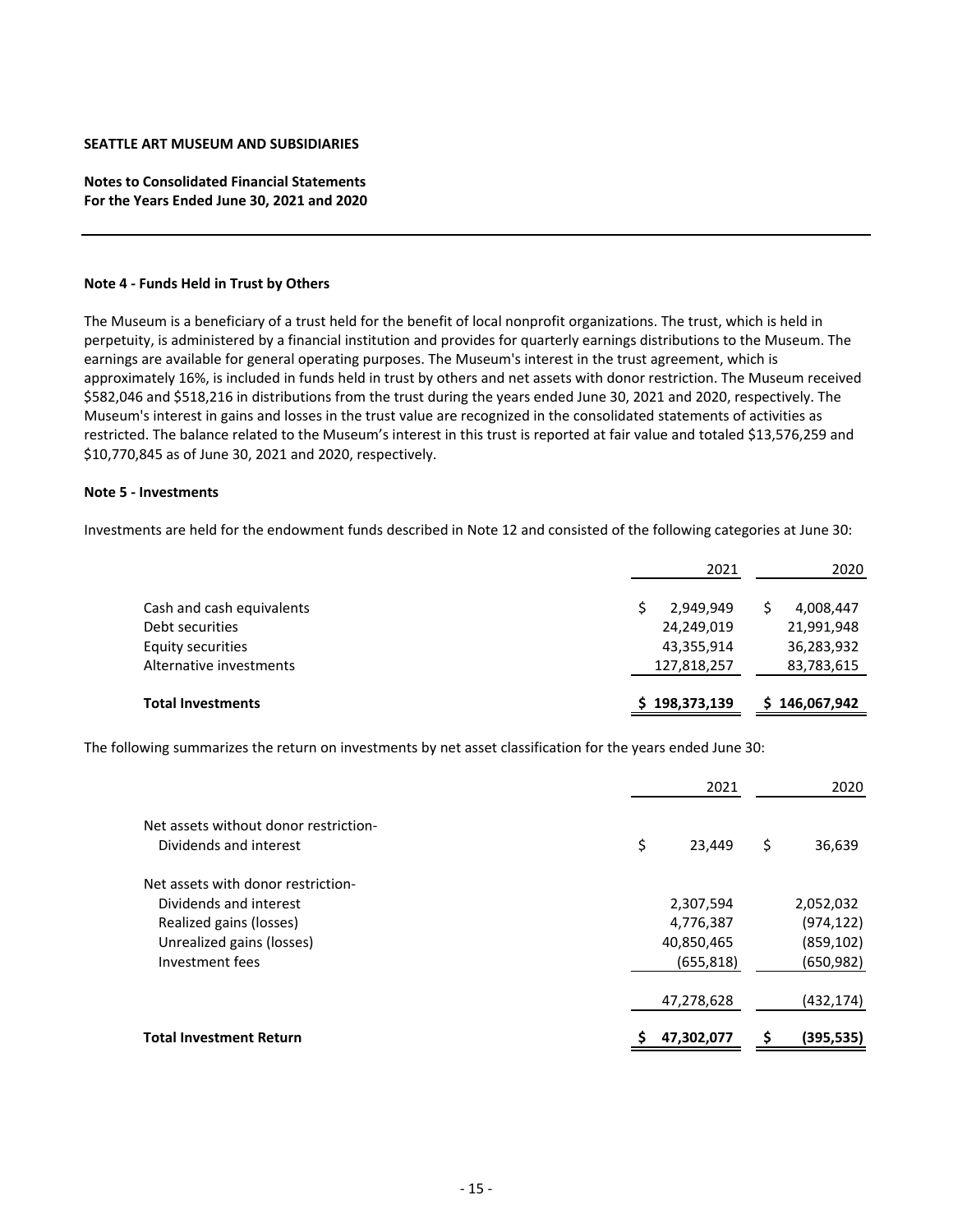**SEATTLE ART MUSEUM AND SUBSIDIARIES**

**Notes to Consolidated Financial Statements**
**For the Years Ended June 30, 2021 and 2020**

### Note 4 - Funds Held in Trust by Others

The Museum is a beneficiary of a trust held for the benefit of local nonprofit organizations. The trust, which is held in perpetuity, is administered by a financial institution and provides for quarterly earnings distributions to the Museum. The earnings are available for general operating purposes. The Museum's interest in the trust agreement, which is approximately 16%, is included in funds held in trust by others and net assets with donor restriction. The Museum received $582,046 and $518,216 in distributions from the trust during the years ended June 30, 2021 and 2020, respectively. The Museum's interest in gains and losses in the trust value are recognized in the consolidated statements of activities as restricted. The balance related to the Museum's interest in this trust is reported at fair value and totaled $13,576,259 and $10,770,845 as of June 30, 2021 and 2020, respectively.

### Note 5 - Investments

Investments are held for the endowment funds described in Note 12 and consisted of the following categories at June 30:

| | 2021 | 2020 |
|---|---|---|
| Cash and cash equivalents | $ 2,949,949 | $ 4,008,447 |
| Debt securities | 24,249,019 | 21,991,948 |
| Equity securities | 43,355,914 | 36,283,932 |
| Alternative investments | 127,818,257 | 83,783,615 |
| **Total Investments** | **$ 198,373,139** | **$ 146,067,942** |

The following summarizes the return on investments by net asset classification for the years ended June 30:

| | 2021 | 2020 |
|---|---|---|
| Net assets without donor restriction- | | |
| Dividends and interest | $ 23,449 | $ 36,639 |
| Net assets with donor restriction- | | |
| Dividends and interest | 2,307,594 | 2,052,032 |
| Realized gains (losses) | 4,776,387 | (974,122) |
| Unrealized gains (losses) | 40,850,465 | (859,102) |
| Investment fees | (655,818) | (650,982) |
| | 47,278,628 | (432,174) |
| **Total Investment Return** | **$ 47,302,077** | **$ (395,535)** |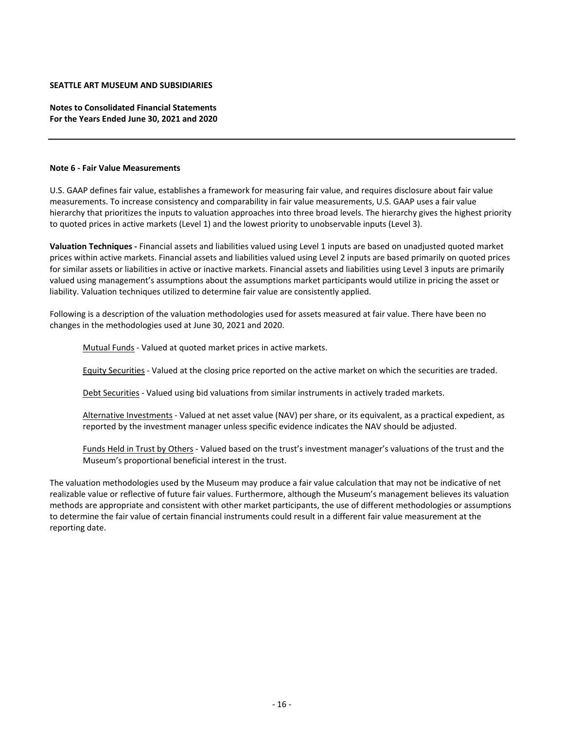**Note 6 - Fair Value Measurements**

U.S. GAAP defines fair value, establishes a framework for measuring fair value, and requires disclosure about fair value measurements. To increase consistency and comparability in fair value measurements, U.S. GAAP uses a fair value hierarchy that prioritizes the inputs to valuation approaches into three broad levels. The hierarchy gives the highest priority to quoted prices in active markets (Level 1) and the lowest priority to unobservable inputs (Level 3).

**Valuation Techniques -** Financial assets and liabilities valued using Level 1 inputs are based on unadjusted quoted market prices within active markets. Financial assets and liabilities valued using Level 2 inputs are based primarily on quoted prices for similar assets or liabilities in active or inactive markets. Financial assets and liabilities using Level 3 inputs are primarily valued using management's assumptions about the assumptions market participants would utilize in pricing the asset or liability. Valuation techniques utilized to determine fair value are consistently applied.

Following is a description of the valuation methodologies used for assets measured at fair value. There have been no changes in the methodologies used at June 30, 2021 and 2020.

Mutual Funds - Valued at quoted market prices in active markets.

Equity Securities - Valued at the closing price reported on the active market on which the securities are traded.

Debt Securities - Valued using bid valuations from similar instruments in actively traded markets.

Alternative Investments - Valued at net asset value (NAV) per share, or its equivalent, as a practical expedient, as reported by the investment manager unless specific evidence indicates the NAV should be adjusted.

Funds Held in Trust by Others - Valued based on the trust's investment manager's valuations of the trust and the Museum's proportional beneficial interest in the trust.

The valuation methodologies used by the Museum may produce a fair value calculation that may not be indicative of net realizable value or reflective of future fair values. Furthermore, although the Museum's management believes its valuation methods are appropriate and consistent with other market participants, the use of different methodologies or assumptions to determine the fair value of certain financial instruments could result in a different fair value measurement at the reporting date.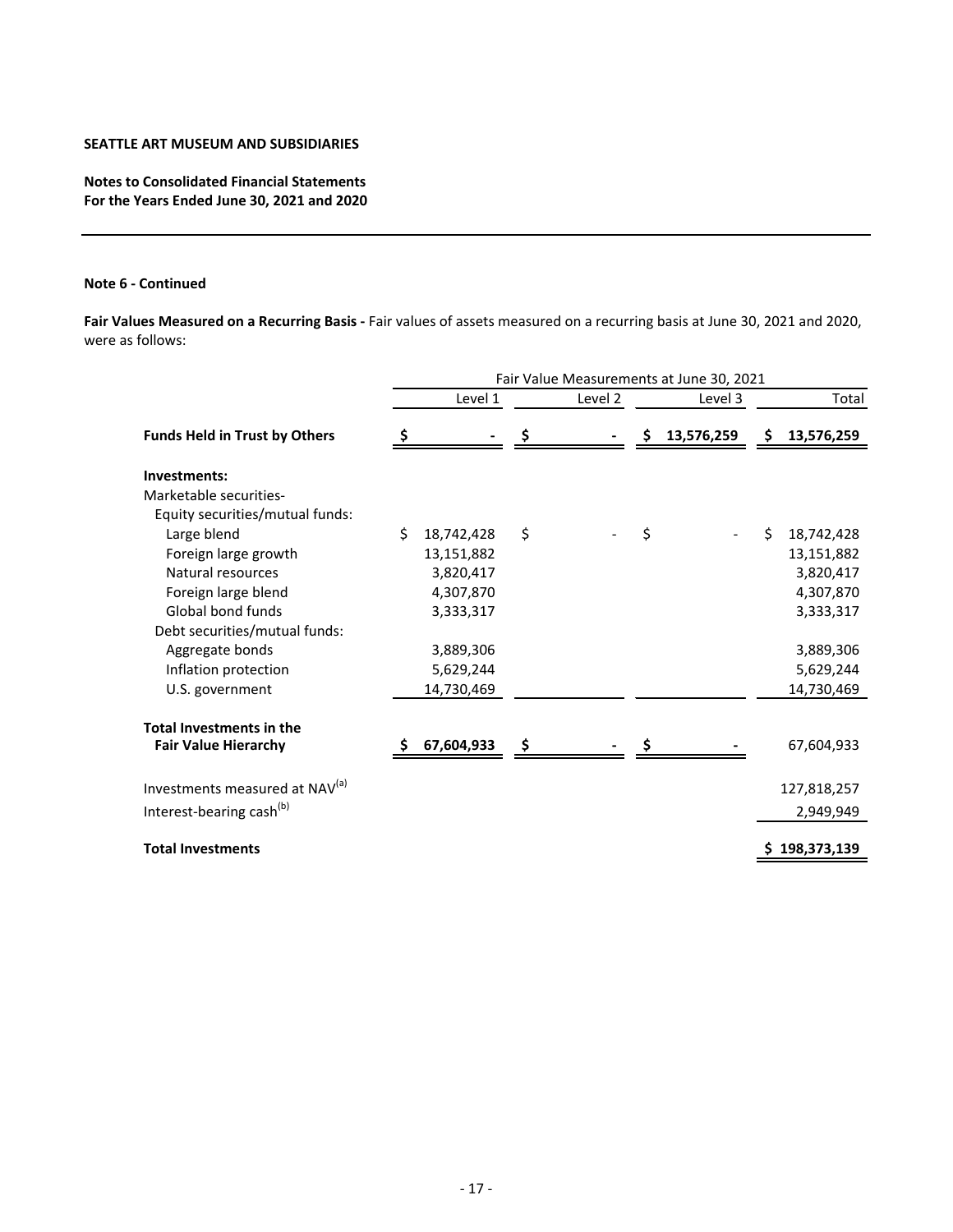**SEATTLE ART MUSEUM AND SUBSIDIARIES**

**Notes to Consolidated Financial Statements**
**For the Years Ended June 30, 2021 and 2020**

**Note 6 - Continued**

**Fair Values Measured on a Recurring Basis -** Fair values of assets measured on a recurring basis at June 30, 2021 and 2020, were as follows:

| | Fair Value Measurements at June 30, 2021 | | | |
|---|---|---|---|---|
| | Level 1 | Level 2 | Level 3 | Total |
| **Funds Held in Trust by Others** | **$ -** | **$ -** | **$ 13,576,259** | **$ 13,576,259** |
| **Investments:** | | | | |
| Marketable securities- | | | | |
| Equity securities/mutual funds: | | | | |
| Large blend | $ 18,742,428 | $ - | $ - | $ 18,742,428 |
| Foreign large growth | 13,151,882 | | | 13,151,882 |
| Natural resources | 3,820,417 | | | 3,820,417 |
| Foreign large blend | 4,307,870 | | | 4,307,870 |
| Global bond funds | 3,333,317 | | | 3,333,317 |
| Debt securities/mutual funds: | | | | |
| Aggregate bonds | 3,889,306 | | | 3,889,306 |
| Inflation protection | 5,629,244 | | | 5,629,244 |
| U.S. government | 14,730,469 | | | 14,730,469 |
| **Total Investments in the Fair Value Hierarchy** | **$ 67,604,933** | **$ -** | **$ -** | 67,604,933 |
| Investments measured at NAV[(a)] | | | | 127,818,257 |
| Interest-bearing cash[(b)] | | | | 2,949,949 |
| **Total Investments** | | | | **$ 198,373,139** |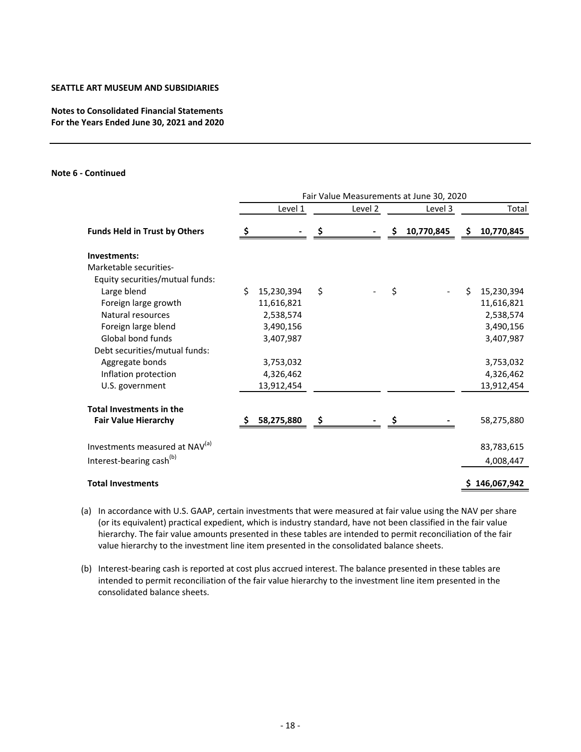**SEATTLE ART MUSEUM AND SUBSIDIARIES**

**Notes to Consolidated Financial Statements**
**For the Years Ended June 30, 2021 and 2020**

**Note 6 - Continued**

| | Fair Value Measurements at June 30, 2020 | | | |
|---|---|---|---|---|
| | Level 1 | Level 2 | Level 3 | Total |
| **Funds Held in Trust by Others** | **$ -** | **$ -** | **$ 10,770,845** | **$ 10,770,845** |
| **Investments:** | | | | |
| Marketable securities- | | | | |
| Equity securities/mutual funds: | | | | |
| Large blend | $ 15,230,394 | $ - | $ - | $ 15,230,394 |
| Foreign large growth | 11,616,821 | | | 11,616,821 |
| Natural resources | 2,538,574 | | | 2,538,574 |
| Foreign large blend | 3,490,156 | | | 3,490,156 |
| Global bond funds | 3,407,987 | | | 3,407,987 |
| Debt securities/mutual funds: | | | | |
| Aggregate bonds | 3,753,032 | | | 3,753,032 |
| Inflation protection | 4,326,462 | | | 4,326,462 |
| U.S. government | 13,912,454 | | | 13,912,454 |
| **Total Investments in the Fair Value Hierarchy** | **$ 58,275,880** | **$ -** | **$ -** | 58,275,880 |
| Investments measured at NAV(a) | | | | 83,783,615 |
| Interest-bearing cash(b) | | | | 4,008,447 |
| **Total Investments** | | | | **$ 146,067,942** |

(a) In accordance with U.S. GAAP, certain investments that were measured at fair value using the NAV per share (or its equivalent) practical expedient, which is industry standard, have not been classified in the fair value hierarchy. The fair value amounts presented in these tables are intended to permit reconciliation of the fair value hierarchy to the investment line item presented in the consolidated balance sheets.

(b) Interest-bearing cash is reported at cost plus accrued interest. The balance presented in these tables are intended to permit reconciliation of the fair value hierarchy to the investment line item presented in the consolidated balance sheets.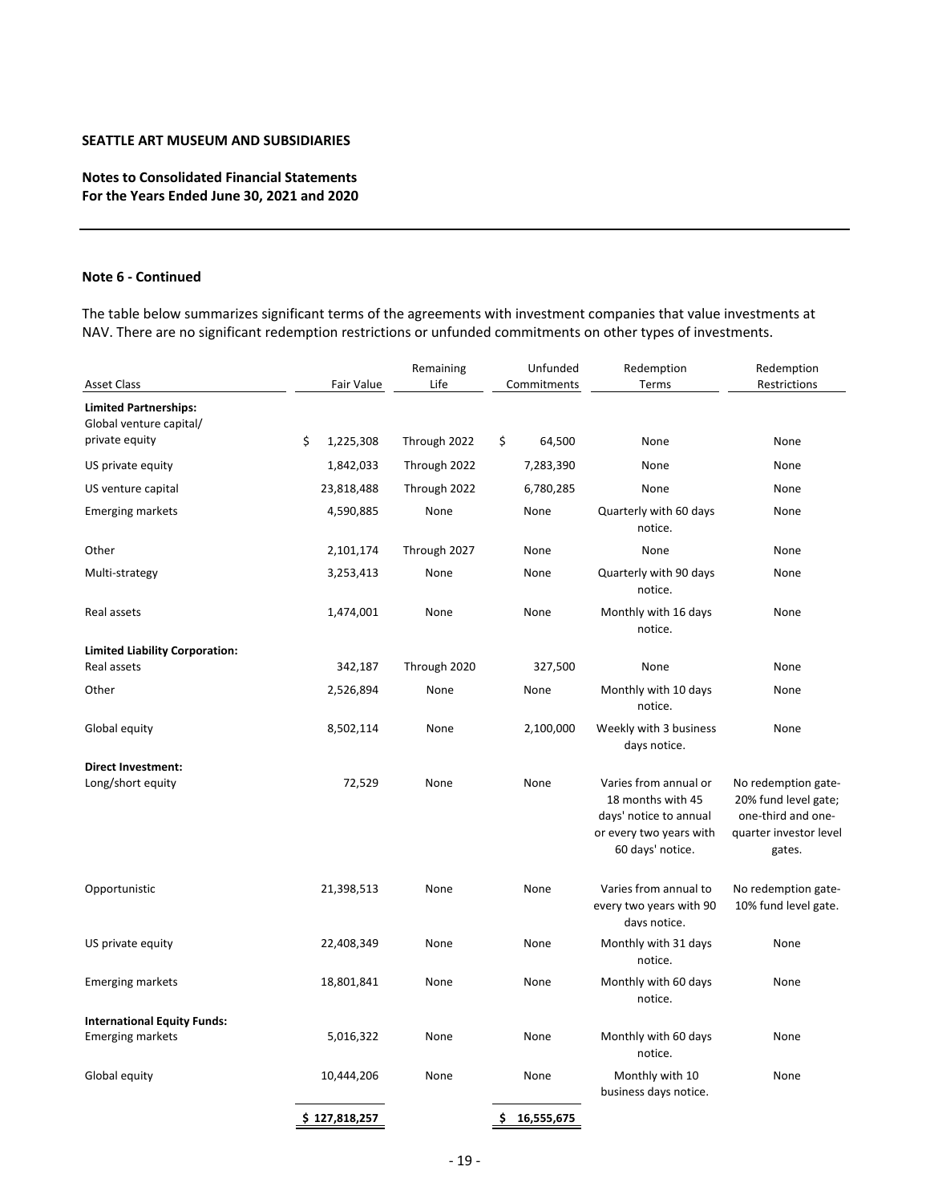**SEATTLE ART MUSEUM AND SUBSIDIARIES**

**Notes to Consolidated Financial Statements**
**For the Years Ended June 30, 2021 and 2020**

**Note 6 - Continued**

The table below summarizes significant terms of the agreements with investment companies that value investments at NAV. There are no significant redemption restrictions or unfunded commitments on other types of investments.

| Asset Class | Fair Value | Remaining Life | Unfunded Commitments | Redemption Terms | Redemption Restrictions |
|---|---|---|---|---|---|
| **Limited Partnerships:** | | | | | |
| Global venture capital/ private equity | $ 1,225,308 | Through 2022 | $ 64,500 | None | None |
| US private equity | 1,842,033 | Through 2022 | 7,283,390 | None | None |
| US venture capital | 23,818,488 | Through 2022 | 6,780,285 | None | None |
| Emerging markets | 4,590,885 | None | None | Quarterly with 60 days notice. | None |
| Other | 2,101,174 | Through 2027 | None | None | None |
| Multi-strategy | 3,253,413 | None | None | Quarterly with 90 days notice. | None |
| Real assets | 1,474,001 | None | None | Monthly with 16 days notice. | None |
| **Limited Liability Corporation:** | | | | | |
| Real assets | 342,187 | Through 2020 | 327,500 | None | None |
| Other | 2,526,894 | None | None | Monthly with 10 days notice. | None |
| Global equity | 8,502,114 | None | 2,100,000 | Weekly with 3 business days notice. | None |
| **Direct Investment:** | | | | | |
| Long/short equity | 72,529 | None | None | Varies from annual or 18 months with 45 days' notice to annual or every two years with 60 days' notice. | No redemption gate- 20% fund level gate; one-third and one-quarter investor level gates. |
| Opportunistic | 21,398,513 | None | None | Varies from annual to every two years with 90 days notice. | No redemption gate- 10% fund level gate. |
| US private equity | 22,408,349 | None | None | Monthly with 31 days notice. | None |
| Emerging markets | 18,801,841 | None | None | Monthly with 60 days notice. | None |
| **International Equity Funds:** | | | | | |
| Emerging markets | 5,016,322 | None | None | Monthly with 60 days notice. | None |
| Global equity | 10,444,206 | None | None | Monthly with 10 business days notice. | None |
| | **$ 127,818,257** | | **$ 16,555,675** | | |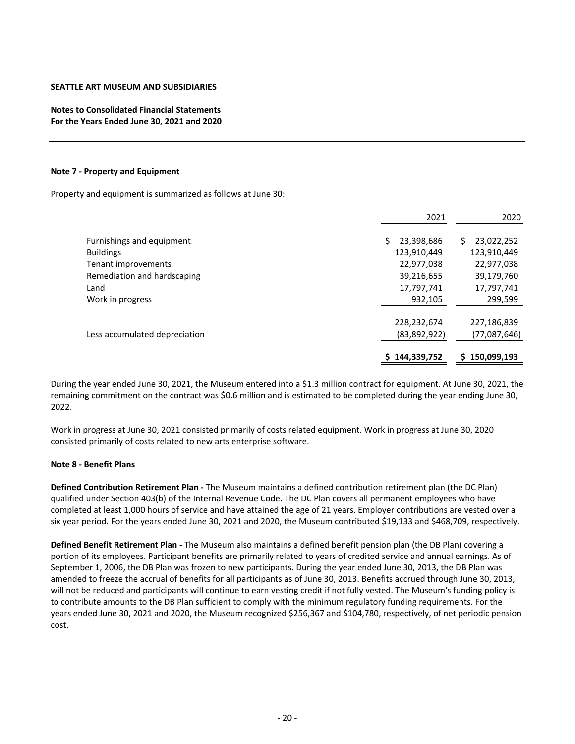**SEATTLE ART MUSEUM AND SUBSIDIARIES**

**Notes to Consolidated Financial Statements**
**For the Years Ended June 30, 2021 and 2020**

**Note 7 - Property and Equipment**

Property and equipment is summarized as follows at June 30:

| | 2021 | 2020 |
|---|---|---|
| Furnishings and equipment | $ 23,398,686 | $ 23,022,252 |
| Buildings | 123,910,449 | 123,910,449 |
| Tenant improvements | 22,977,038 | 22,977,038 |
| Remediation and hardscaping | 39,216,655 | 39,179,760 |
| Land | 17,797,741 | 17,797,741 |
| Work in progress | 932,105 | 299,599 |
| | 228,232,674 | 227,186,839 |
| Less accumulated depreciation | (83,892,922) | (77,087,646) |
| | **$ 144,339,752** | **$ 150,099,193** |

During the year ended June 30, 2021, the Museum entered into a $1.3 million contract for equipment. At June 30, 2021, the remaining commitment on the contract was $0.6 million and is estimated to be completed during the year ending June 30, 2022.

Work in progress at June 30, 2021 consisted primarily of costs related equipment. Work in progress at June 30, 2020 consisted primarily of costs related to new arts enterprise software.

**Note 8 - Benefit Plans**

**Defined Contribution Retirement Plan -** The Museum maintains a defined contribution retirement plan (the DC Plan) qualified under Section 403(b) of the Internal Revenue Code. The DC Plan covers all permanent employees who have completed at least 1,000 hours of service and have attained the age of 21 years. Employer contributions are vested over a six year period. For the years ended June 30, 2021 and 2020, the Museum contributed $19,133 and $468,709, respectively.

**Defined Benefit Retirement Plan -** The Museum also maintains a defined benefit pension plan (the DB Plan) covering a portion of its employees. Participant benefits are primarily related to years of credited service and annual earnings. As of September 1, 2006, the DB Plan was frozen to new participants. During the year ended June 30, 2013, the DB Plan was amended to freeze the accrual of benefits for all participants as of June 30, 2013. Benefits accrued through June 30, 2013, will not be reduced and participants will continue to earn vesting credit if not fully vested. The Museum's funding policy is to contribute amounts to the DB Plan sufficient to comply with the minimum regulatory funding requirements. For the years ended June 30, 2021 and 2020, the Museum recognized $256,367 and $104,780, respectively, of net periodic pension cost.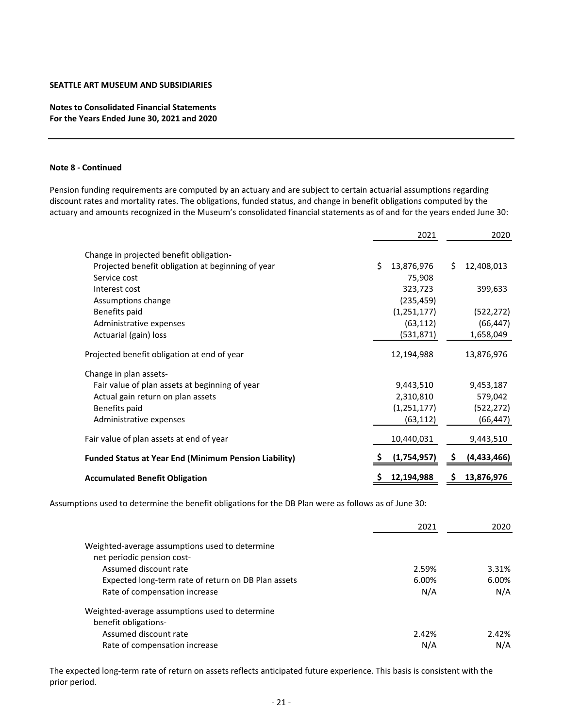**SEATTLE ART MUSEUM AND SUBSIDIARIES**

**Notes to Consolidated Financial Statements**
**For the Years Ended June 30, 2021 and 2020**

**Note 8 - Continued**

Pension funding requirements are computed by an actuary and are subject to certain actuarial assumptions regarding discount rates and mortality rates. The obligations, funded status, and change in benefit obligations computed by the actuary and amounts recognized in the Museum's consolidated financial statements as of and for the years ended June 30:

| | 2021 | 2020 |
|---|---|---|
| Change in projected benefit obligation- | | |
| Projected benefit obligation at beginning of year | $ 13,876,976 | $ 12,408,013 |
| Service cost | 75,908 | |
| Interest cost | 323,723 | 399,633 |
| Assumptions change | (235,459) | |
| Benefits paid | (1,251,177) | (522,272) |
| Administrative expenses | (63,112) | (66,447) |
| Actuarial (gain) loss | (531,871) | 1,658,049 |
| Projected benefit obligation at end of year | 12,194,988 | 13,876,976 |
| Change in plan assets- | | |
| Fair value of plan assets at beginning of year | 9,443,510 | 9,453,187 |
| Actual gain return on plan assets | 2,310,810 | 579,042 |
| Benefits paid | (1,251,177) | (522,272) |
| Administrative expenses | (63,112) | (66,447) |
| Fair value of plan assets at end of year | 10,440,031 | 9,443,510 |
| **Funded Status at Year End (Minimum Pension Liability)** | **$ (1,754,957)** | **$ (4,433,466)** |
| **Accumulated Benefit Obligation** | **$ 12,194,988** | **$ 13,876,976** |

Assumptions used to determine the benefit obligations for the DB Plan were as follows as of June 30:

| | 2021 | 2020 |
|---|---|---|
| Weighted-average assumptions used to determine net periodic pension cost- | | |
| Assumed discount rate | 2.59% | 3.31% |
| Expected long-term rate of return on DB Plan assets | 6.00% | 6.00% |
| Rate of compensation increase | N/A | N/A |
| Weighted-average assumptions used to determine benefit obligations- | | |
| Assumed discount rate | 2.42% | 2.42% |
| Rate of compensation increase | N/A | N/A |

The expected long-term rate of return on assets reflects anticipated future experience. This basis is consistent with the prior period.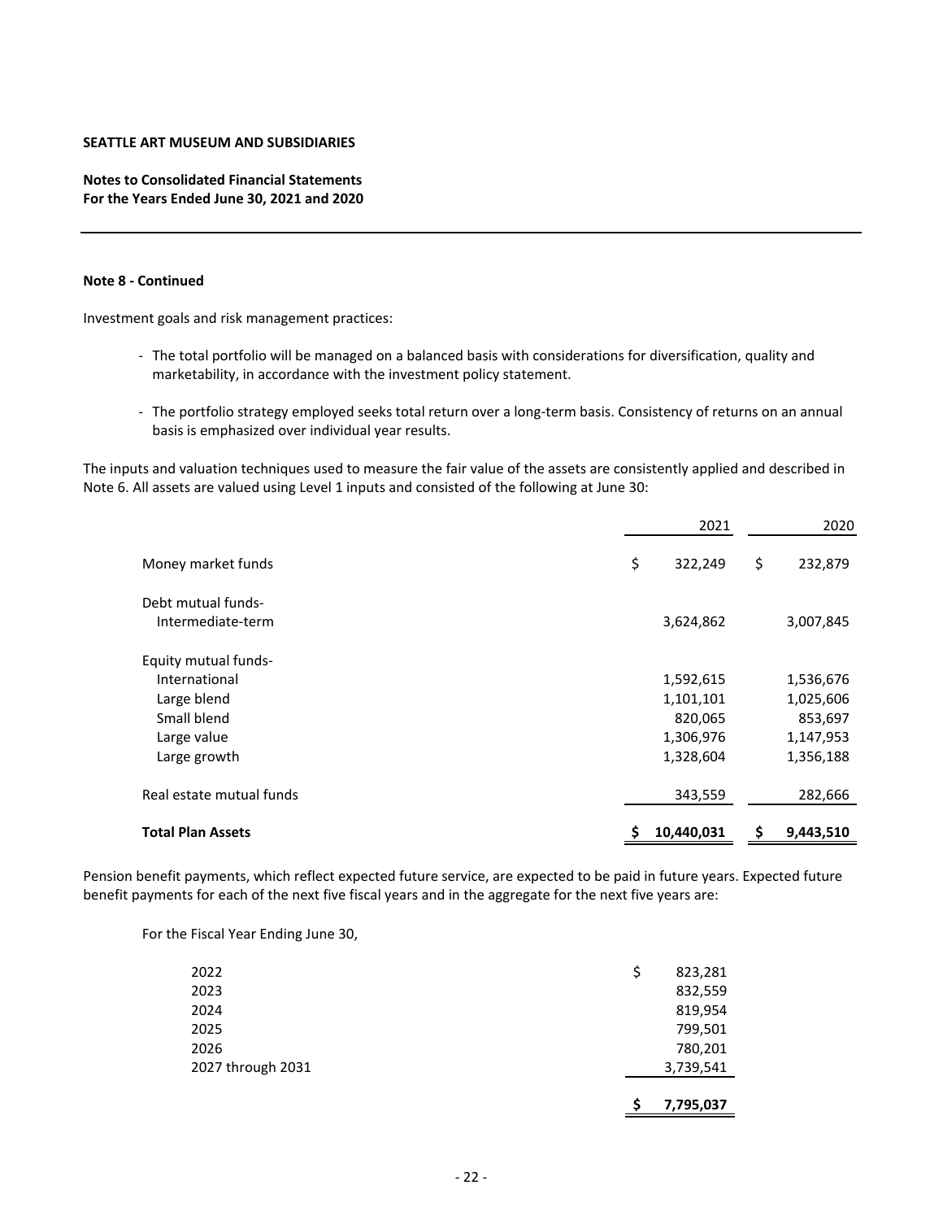**SEATTLE ART MUSEUM AND SUBSIDIARIES**

**Notes to Consolidated Financial Statements**
**For the Years Ended June 30, 2021 and 2020**

**Note 8 - Continued**

Investment goals and risk management practices:

- The total portfolio will be managed on a balanced basis with considerations for diversification, quality and marketability, in accordance with the investment policy statement.
- The portfolio strategy employed seeks total return over a long-term basis. Consistency of returns on an annual basis is emphasized over individual year results.

The inputs and valuation techniques used to measure the fair value of the assets are consistently applied and described in Note 6. All assets are valued using Level 1 inputs and consisted of the following at June 30:

| | 2021 | 2020 |
|---|---|---|
| Money market funds | $ 322,249 | $ 232,879 |
| Debt mutual funds- | | |
| Intermediate-term | 3,624,862 | 3,007,845 |
| Equity mutual funds- | | |
| International | 1,592,615 | 1,536,676 |
| Large blend | 1,101,101 | 1,025,606 |
| Small blend | 820,065 | 853,697 |
| Large value | 1,306,976 | 1,147,953 |
| Large growth | 1,328,604 | 1,356,188 |
| Real estate mutual funds | 343,559 | 282,666 |
| **Total Plan Assets** | **$ 10,440,031** | **$ 9,443,510** |

Pension benefit payments, which reflect expected future service, are expected to be paid in future years. Expected future benefit payments for each of the next five fiscal years and in the aggregate for the next five years are:

For the Fiscal Year Ending June 30,

| | |
|---|---|
| 2022 | $ 823,281 |
| 2023 | 832,559 |
| 2024 | 819,954 |
| 2025 | 799,501 |
| 2026 | 780,201 |
| 2027 through 2031 | 3,739,541 |
| | **$ 7,795,037** |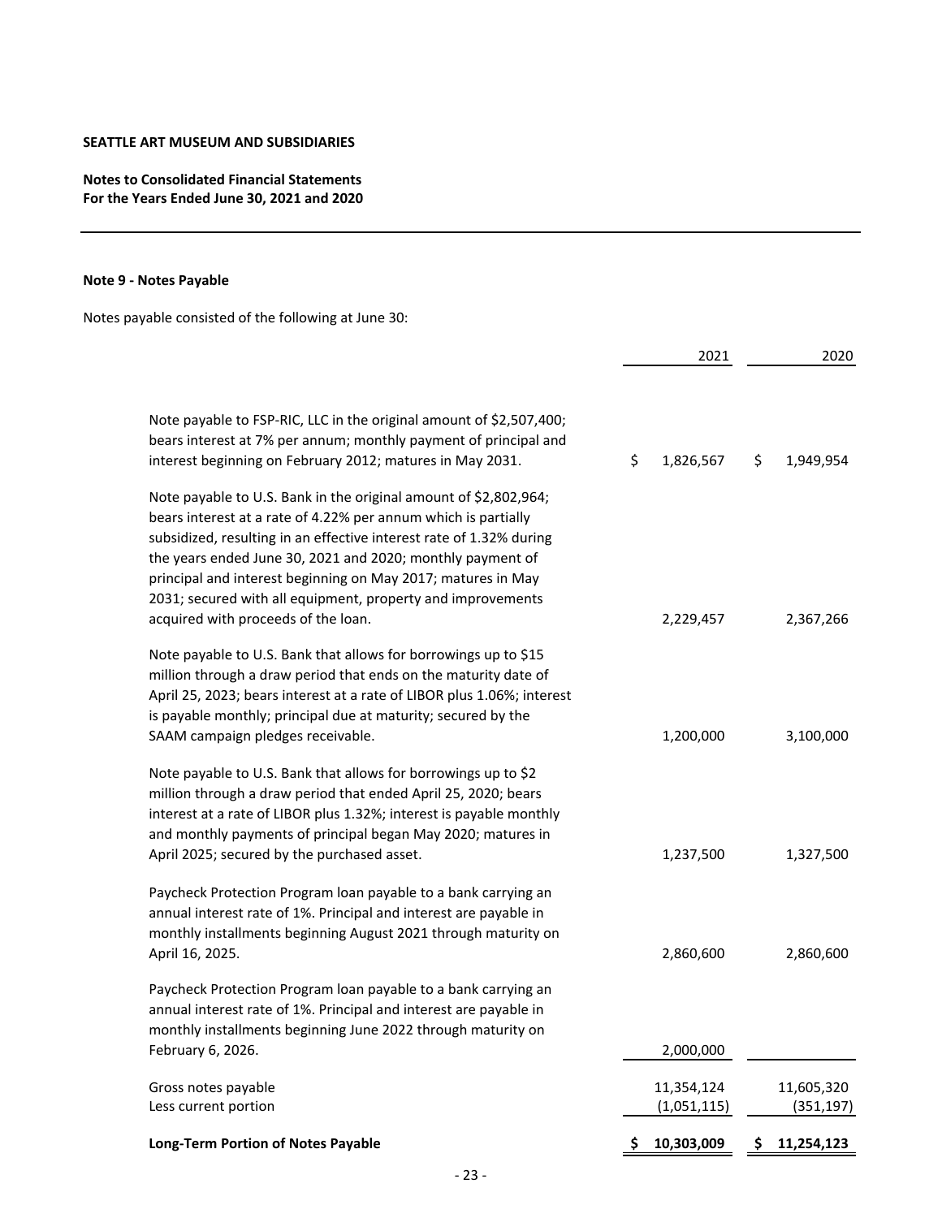**SEATTLE ART MUSEUM AND SUBSIDIARIES**

**Notes to Consolidated Financial Statements**
**For the Years Ended June 30, 2021 and 2020**

**Note 9 - Notes Payable**

Notes payable consisted of the following at June 30:

| | 2021 | 2020 |
|---|---|---|
| Note payable to FSP-RIC, LLC in the original amount of $2,507,400; bears interest at 7% per annum; monthly payment of principal and interest beginning on February 2012; matures in May 2031. | $ 1,826,567 | $ 1,949,954 |
| Note payable to U.S. Bank in the original amount of $2,802,964; bears interest at a rate of 4.22% per annum which is partially subsidized, resulting in an effective interest rate of 1.32% during the years ended June 30, 2021 and 2020; monthly payment of principal and interest beginning on May 2017; matures in May 2031; secured with all equipment, property and improvements acquired with proceeds of the loan. | 2,229,457 | 2,367,266 |
| Note payable to U.S. Bank that allows for borrowings up to $15 million through a draw period that ends on the maturity date of April 25, 2023; bears interest at a rate of LIBOR plus 1.06%; interest is payable monthly; principal due at maturity; secured by the SAAM campaign pledges receivable. | 1,200,000 | 3,100,000 |
| Note payable to U.S. Bank that allows for borrowings up to $2 million through a draw period that ended April 25, 2020; bears interest at a rate of LIBOR plus 1.32%; interest is payable monthly and monthly payments of principal began May 2020; matures in April 2025; secured by the purchased asset. | 1,237,500 | 1,327,500 |
| Paycheck Protection Program loan payable to a bank carrying an annual interest rate of 1%. Principal and interest are payable in monthly installments beginning August 2021 through maturity on April 16, 2025. | 2,860,600 | 2,860,600 |
| Paycheck Protection Program loan payable to a bank carrying an annual interest rate of 1%. Principal and interest are payable in monthly installments beginning June 2022 through maturity on February 6, 2026. | 2,000,000 | |
| Gross notes payable | 11,354,124 | 11,605,320 |
| Less current portion | (1,051,115) | (351,197) |
| **Long-Term Portion of Notes Payable** | **$ 10,303,009** | **$ 11,254,123** |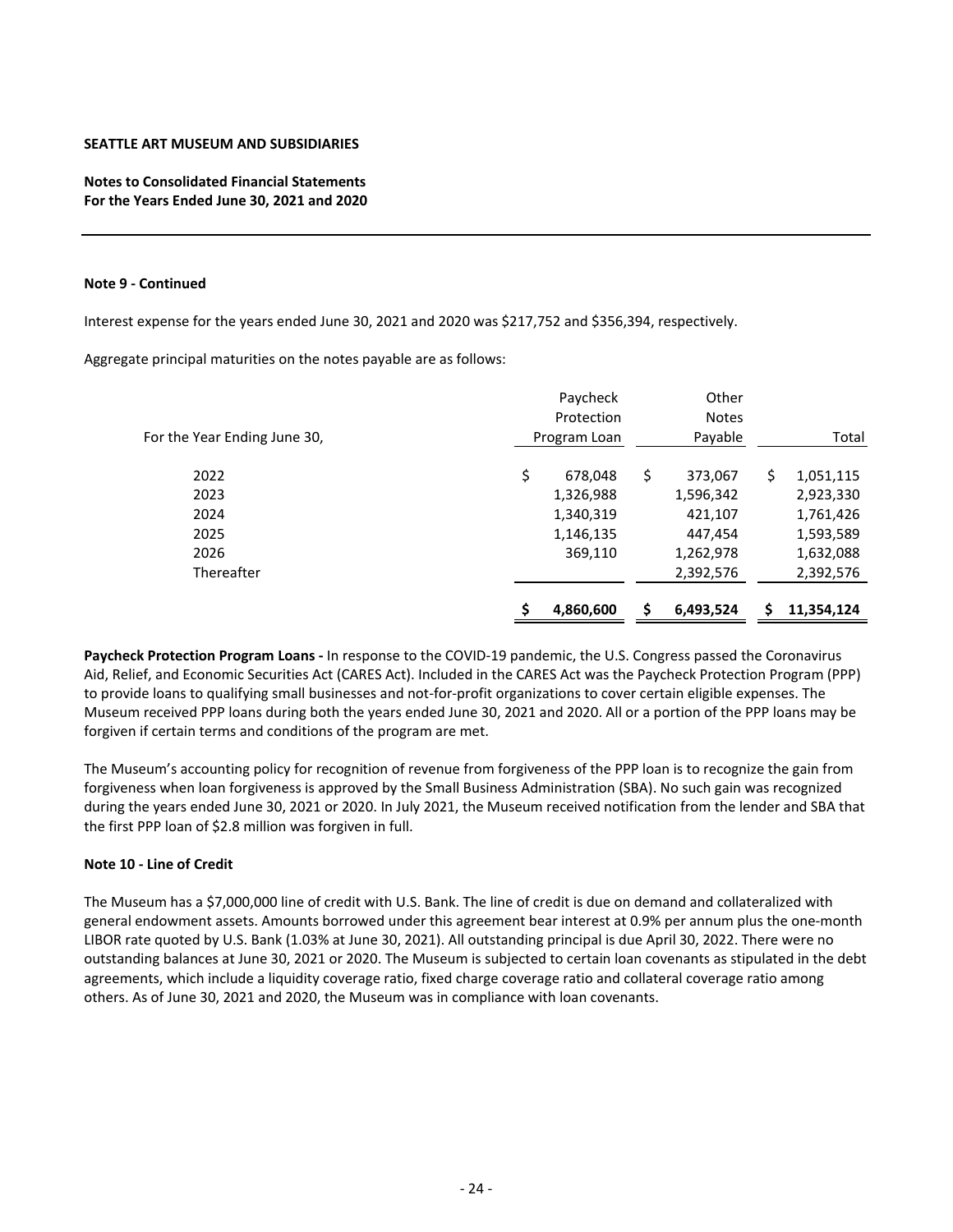**SEATTLE ART MUSEUM AND SUBSIDIARIES**

**Notes to Consolidated Financial Statements**
**For the Years Ended June 30, 2021 and 2020**

**Note 9 - Continued**

Interest expense for the years ended June 30, 2021 and 2020 was $217,752 and $356,394, respectively.

Aggregate principal maturities on the notes payable are as follows:

| For the Year Ending June 30, | Paycheck Protection Program Loan | Other Notes Payable | Total |
|---|---|---|---|
| 2022 | $ 678,048 | $ 373,067 | $ 1,051,115 |
| 2023 | 1,326,988 | 1,596,342 | 2,923,330 |
| 2024 | 1,340,319 | 421,107 | 1,761,426 |
| 2025 | 1,146,135 | 447,454 | 1,593,589 |
| 2026 | 369,110 | 1,262,978 | 1,632,088 |
| Thereafter | | 2,392,576 | 2,392,576 |
| | **$ 4,860,600** | **$ 6,493,524** | **$ 11,354,124** |

**Paycheck Protection Program Loans -** In response to the COVID-19 pandemic, the U.S. Congress passed the Coronavirus Aid, Relief, and Economic Securities Act (CARES Act). Included in the CARES Act was the Paycheck Protection Program (PPP) to provide loans to qualifying small businesses and not-for-profit organizations to cover certain eligible expenses. The Museum received PPP loans during both the years ended June 30, 2021 and 2020. All or a portion of the PPP loans may be forgiven if certain terms and conditions of the program are met.

The Museum's accounting policy for recognition of revenue from forgiveness of the PPP loan is to recognize the gain from forgiveness when loan forgiveness is approved by the Small Business Administration (SBA). No such gain was recognized during the years ended June 30, 2021 or 2020. In July 2021, the Museum received notification from the lender and SBA that the first PPP loan of $2.8 million was forgiven in full.

**Note 10 - Line of Credit**

The Museum has a $7,000,000 line of credit with U.S. Bank. The line of credit is due on demand and collateralized with general endowment assets. Amounts borrowed under this agreement bear interest at 0.9% per annum plus the one-month LIBOR rate quoted by U.S. Bank (1.03% at June 30, 2021). All outstanding principal is due April 30, 2022. There were no outstanding balances at June 30, 2021 or 2020. The Museum is subjected to certain loan covenants as stipulated in the debt agreements, which include a liquidity coverage ratio, fixed charge coverage ratio and collateral coverage ratio among others. As of June 30, 2021 and 2020, the Museum was in compliance with loan covenants.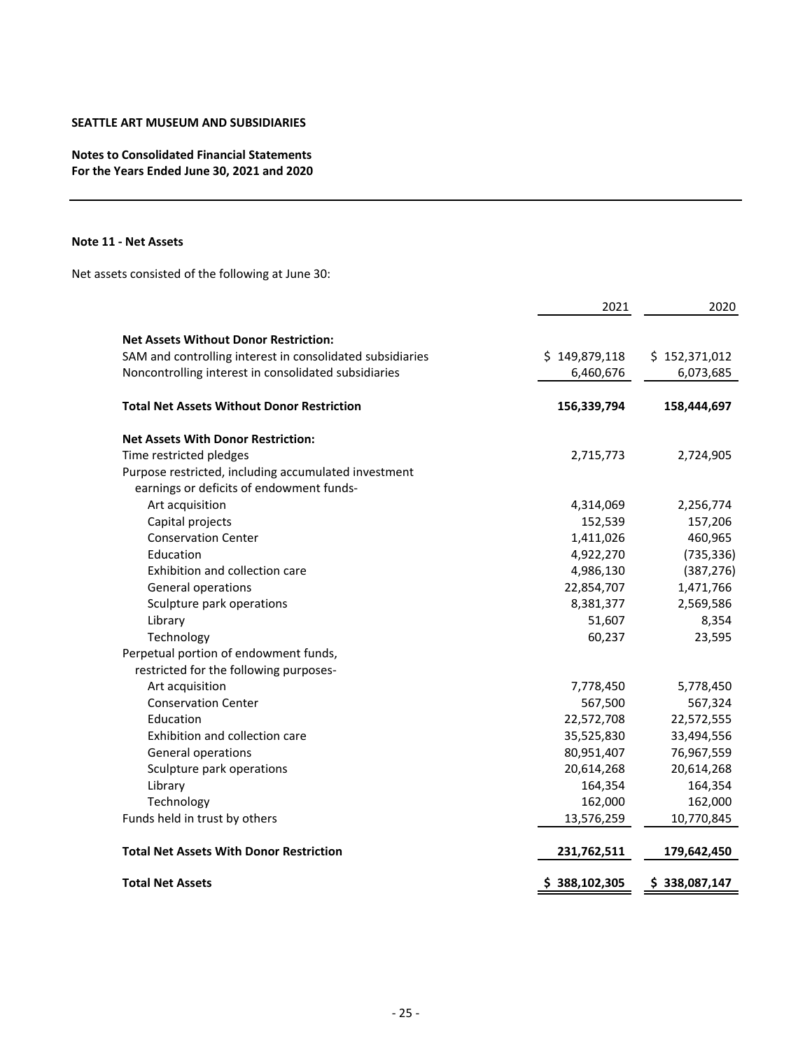**SEATTLE ART MUSEUM AND SUBSIDIARIES**

**Notes to Consolidated Financial Statements**
**For the Years Ended June 30, 2021 and 2020**

**Note 11 - Net Assets**

Net assets consisted of the following at June 30:

| | 2021 | 2020 |
|---|---|---|
| **Net Assets Without Donor Restriction:** | | |
| SAM and controlling interest in consolidated subsidiaries | $ 149,879,118 | $ 152,371,012 |
| Noncontrolling interest in consolidated subsidiaries | 6,460,676 | 6,073,685 |
| **Total Net Assets Without Donor Restriction** | **156,339,794** | **158,444,697** |
| **Net Assets With Donor Restriction:** | | |
| Time restricted pledges | 2,715,773 | 2,724,905 |
| Purpose restricted, including accumulated investment earnings or deficits of endowment funds- | | |
| Art acquisition | 4,314,069 | 2,256,774 |
| Capital projects | 152,539 | 157,206 |
| Conservation Center | 1,411,026 | 460,965 |
| Education | 4,922,270 | (735,336) |
| Exhibition and collection care | 4,986,130 | (387,276) |
| General operations | 22,854,707 | 1,471,766 |
| Sculpture park operations | 8,381,377 | 2,569,586 |
| Library | 51,607 | 8,354 |
| Technology | 60,237 | 23,595 |
| Perpetual portion of endowment funds, restricted for the following purposes- | | |
| Art acquisition | 7,778,450 | 5,778,450 |
| Conservation Center | 567,500 | 567,324 |
| Education | 22,572,708 | 22,572,555 |
| Exhibition and collection care | 35,525,830 | 33,494,556 |
| General operations | 80,951,407 | 76,967,559 |
| Sculpture park operations | 20,614,268 | 20,614,268 |
| Library | 164,354 | 164,354 |
| Technology | 162,000 | 162,000 |
| Funds held in trust by others | 13,576,259 | 10,770,845 |
| **Total Net Assets With Donor Restriction** | **231,762,511** | **179,642,450** |
| **Total Net Assets** | **$ 388,102,305** | **$ 338,087,147** |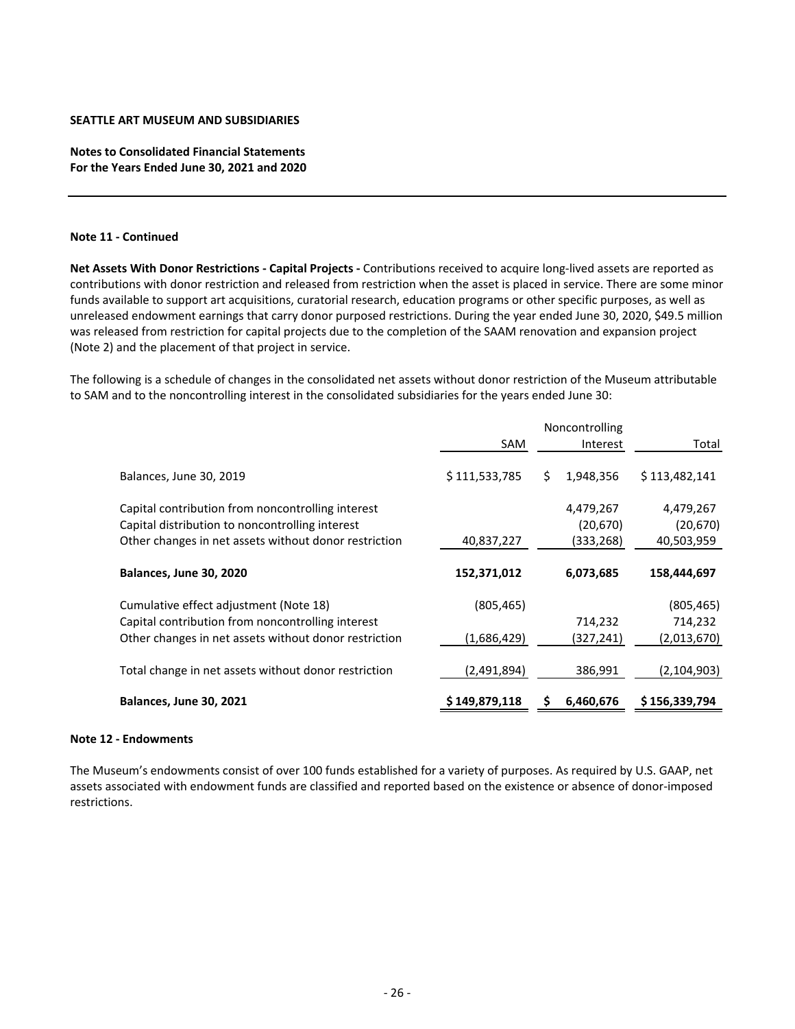**SEATTLE ART MUSEUM AND SUBSIDIARIES**

**Notes to Consolidated Financial Statements**
**For the Years Ended June 30, 2021 and 2020**

**Note 11 - Continued**

**Net Assets With Donor Restrictions - Capital Projects -** Contributions received to acquire long-lived assets are reported as contributions with donor restriction and released from restriction when the asset is placed in service. There are some minor funds available to support art acquisitions, curatorial research, education programs or other specific purposes, as well as unreleased endowment earnings that carry donor purposed restrictions. During the year ended June 30, 2020, $49.5 million was released from restriction for capital projects due to the completion of the SAAM renovation and expansion project (Note 2) and the placement of that project in service.

The following is a schedule of changes in the consolidated net assets without donor restriction of the Museum attributable to SAM and to the noncontrolling interest in the consolidated subsidiaries for the years ended June 30:

| | SAM | Noncontrolling Interest | Total |
|---|---|---|---|
| Balances, June 30, 2019 | $ 111,533,785 | $ 1,948,356 | $ 113,482,141 |
| Capital contribution from noncontrolling interest | | 4,479,267 | 4,479,267 |
| Capital distribution to noncontrolling interest | | (20,670) | (20,670) |
| Other changes in net assets without donor restriction | 40,837,227 | (333,268) | 40,503,959 |
| **Balances, June 30, 2020** | **152,371,012** | **6,073,685** | **158,444,697** |
| Cumulative effect adjustment (Note 18) | (805,465) | | (805,465) |
| Capital contribution from noncontrolling interest | | 714,232 | 714,232 |
| Other changes in net assets without donor restriction | (1,686,429) | (327,241) | (2,013,670) |
| Total change in net assets without donor restriction | (2,491,894) | 386,991 | (2,104,903) |
| **Balances, June 30, 2021** | **$ 149,879,118** | **$ 6,460,676** | **$ 156,339,794** |

**Note 12 - Endowments**

The Museum's endowments consist of over 100 funds established for a variety of purposes. As required by U.S. GAAP, net assets associated with endowment funds are classified and reported based on the existence or absence of donor-imposed restrictions.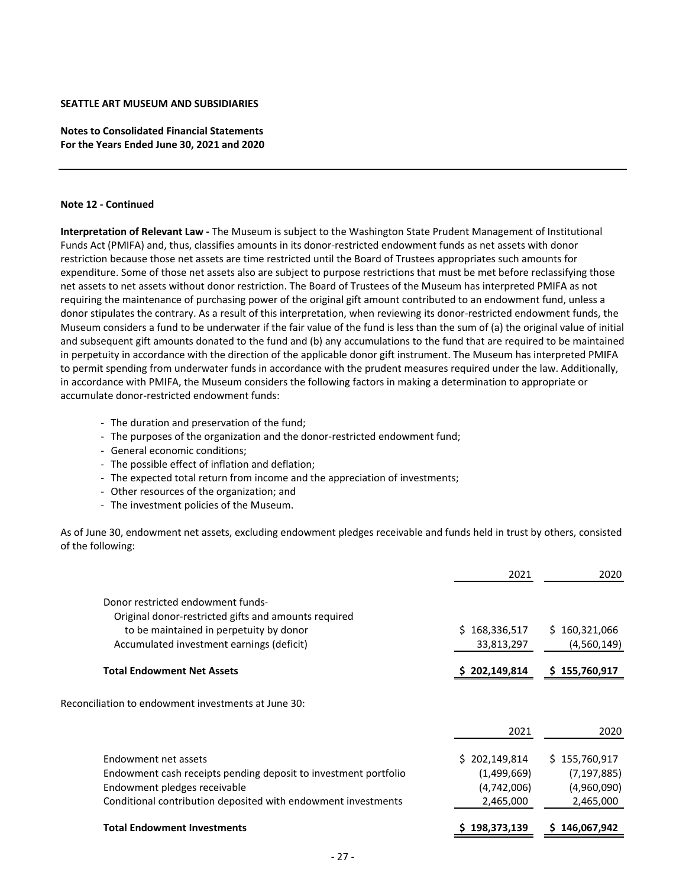**SEATTLE ART MUSEUM AND SUBSIDIARIES**

**Notes to Consolidated Financial Statements**
**For the Years Ended June 30, 2021 and 2020**

**Note 12 - Continued**

**Interpretation of Relevant Law -** The Museum is subject to the Washington State Prudent Management of Institutional Funds Act (PMIFA) and, thus, classifies amounts in its donor-restricted endowment funds as net assets with donor restriction because those net assets are time restricted until the Board of Trustees appropriates such amounts for expenditure. Some of those net assets also are subject to purpose restrictions that must be met before reclassifying those net assets to net assets without donor restriction. The Board of Trustees of the Museum has interpreted PMIFA as not requiring the maintenance of purchasing power of the original gift amount contributed to an endowment fund, unless a donor stipulates the contrary. As a result of this interpretation, when reviewing its donor-restricted endowment funds, the Museum considers a fund to be underwater if the fair value of the fund is less than the sum of (a) the original value of initial and subsequent gift amounts donated to the fund and (b) any accumulations to the fund that are required to be maintained in perpetuity in accordance with the direction of the applicable donor gift instrument. The Museum has interpreted PMIFA to permit spending from underwater funds in accordance with the prudent measures required under the law. Additionally, in accordance with PMIFA, the Museum considers the following factors in making a determination to appropriate or accumulate donor-restricted endowment funds:

- The duration and preservation of the fund;
- The purposes of the organization and the donor-restricted endowment fund;
- General economic conditions;
- The possible effect of inflation and deflation;
- The expected total return from income and the appreciation of investments;
- Other resources of the organization; and
- The investment policies of the Museum.

As of June 30, endowment net assets, excluding endowment pledges receivable and funds held in trust by others, consisted of the following:

| | 2021 | 2020 |
|---|---|---|
| Donor restricted endowment funds- | | |
| Original donor-restricted gifts and amounts required to be maintained in perpetuity by donor | $ 168,336,517 | $ 160,321,066 |
| Accumulated investment earnings (deficit) | 33,813,297 | (4,560,149) |
| **Total Endowment Net Assets** | **$ 202,149,814** | **$ 155,760,917** |

Reconciliation to endowment investments at June 30:

| | 2021 | 2020 |
|---|---|---|
| Endowment net assets | $ 202,149,814 | $ 155,760,917 |
| Endowment cash receipts pending deposit to investment portfolio | (1,499,669) | (7,197,885) |
| Endowment pledges receivable | (4,742,006) | (4,960,090) |
| Conditional contribution deposited with endowment investments | 2,465,000 | 2,465,000 |
| **Total Endowment Investments** | **$ 198,373,139** | **$ 146,067,942** |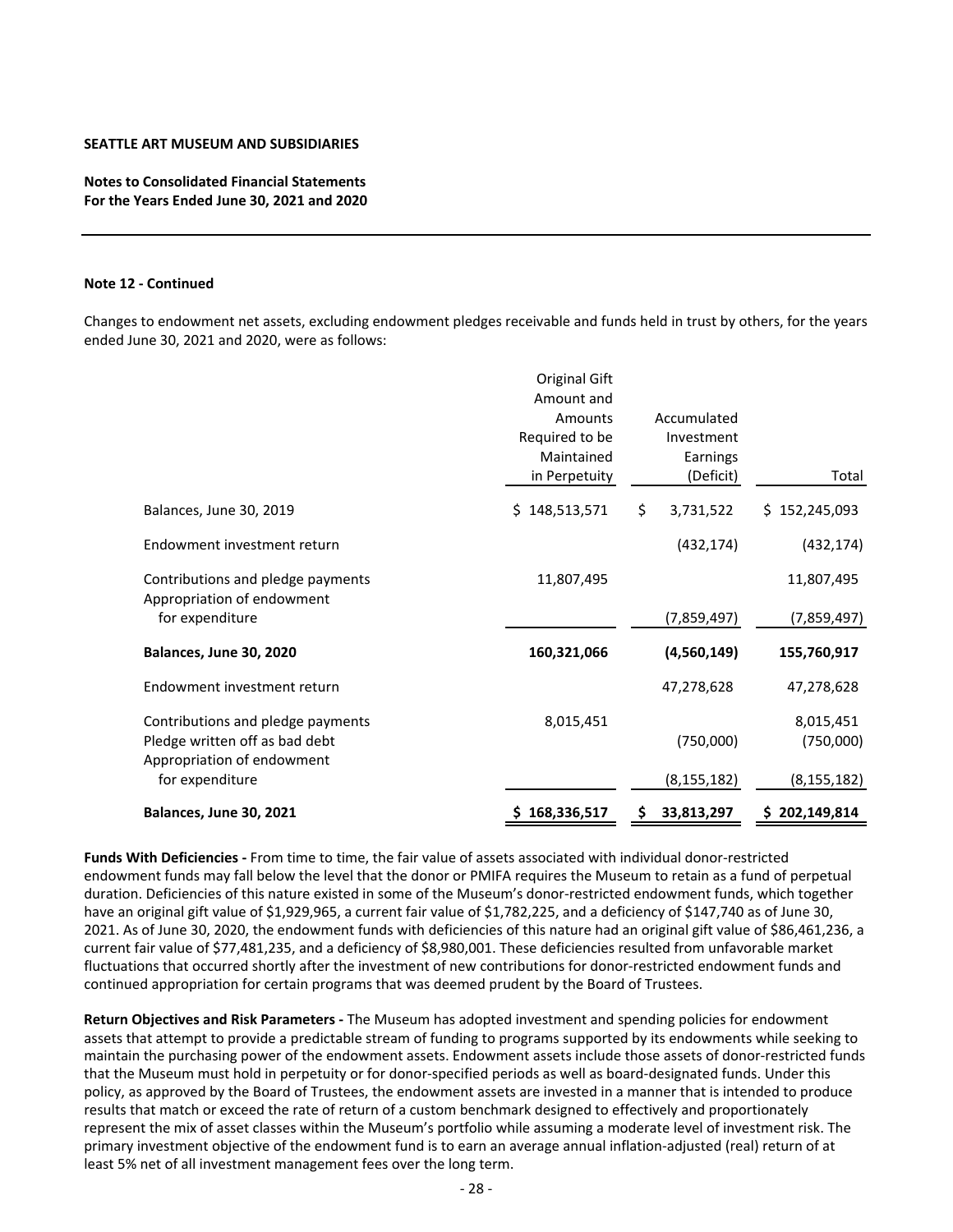**SEATTLE ART MUSEUM AND SUBSIDIARIES**

**Notes to Consolidated Financial Statements**
**For the Years Ended June 30, 2021 and 2020**

**Note 12 - Continued**

Changes to endowment net assets, excluding endowment pledges receivable and funds held in trust by others, for the years ended June 30, 2021 and 2020, were as follows:

| | Original Gift Amount and Amounts Required to be Maintained in Perpetuity | Accumulated Investment Earnings (Deficit) | Total |
|---|---|---|---|
| Balances, June 30, 2019 | $ 148,513,571 | $ 3,731,522 | $ 152,245,093 |
| Endowment investment return | | (432,174) | (432,174) |
| Contributions and pledge payments | 11,807,495 | | 11,807,495 |
| Appropriation of endowment for expenditure | | (7,859,497) | (7,859,497) |
| **Balances, June 30, 2020** | **160,321,066** | **(4,560,149)** | **155,760,917** |
| Endowment investment return | | 47,278,628 | 47,278,628 |
| Contributions and pledge payments | 8,015,451 | | 8,015,451 |
| Pledge written off as bad debt | | (750,000) | (750,000) |
| Appropriation of endowment for expenditure | | (8,155,182) | (8,155,182) |
| **Balances, June 30, 2021** | **$ 168,336,517** | **$ 33,813,297** | **$ 202,149,814** |

**Funds With Deficiencies -** From time to time, the fair value of assets associated with individual donor-restricted endowment funds may fall below the level that the donor or PMIFA requires the Museum to retain as a fund of perpetual duration. Deficiencies of this nature existed in some of the Museum's donor-restricted endowment funds, which together have an original gift value of $1,929,965, a current fair value of $1,782,225, and a deficiency of $147,740 as of June 30, 2021. As of June 30, 2020, the endowment funds with deficiencies of this nature had an original gift value of $86,461,236, a current fair value of $77,481,235, and a deficiency of $8,980,001. These deficiencies resulted from unfavorable market fluctuations that occurred shortly after the investment of new contributions for donor-restricted endowment funds and continued appropriation for certain programs that was deemed prudent by the Board of Trustees.

**Return Objectives and Risk Parameters -** The Museum has adopted investment and spending policies for endowment assets that attempt to provide a predictable stream of funding to programs supported by its endowments while seeking to maintain the purchasing power of the endowment assets. Endowment assets include those assets of donor-restricted funds that the Museum must hold in perpetuity or for donor-specified periods as well as board-designated funds. Under this policy, as approved by the Board of Trustees, the endowment assets are invested in a manner that is intended to produce results that match or exceed the rate of return of a custom benchmark designed to effectively and proportionately represent the mix of asset classes within the Museum's portfolio while assuming a moderate level of investment risk. The primary investment objective of the endowment fund is to earn an average annual inflation-adjusted (real) return of at least 5% net of all investment management fees over the long term.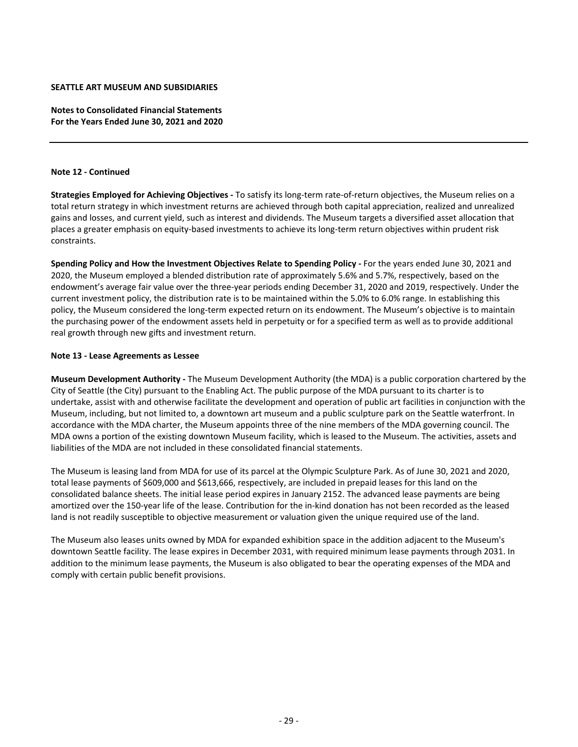**SEATTLE ART MUSEUM AND SUBSIDIARIES**

**Notes to Consolidated Financial Statements**
**For the Years Ended June 30, 2021 and 2020**

**Note 12 - Continued**

**Strategies Employed for Achieving Objectives -** To satisfy its long-term rate-of-return objectives, the Museum relies on a total return strategy in which investment returns are achieved through both capital appreciation, realized and unrealized gains and losses, and current yield, such as interest and dividends. The Museum targets a diversified asset allocation that places a greater emphasis on equity-based investments to achieve its long-term return objectives within prudent risk constraints.

**Spending Policy and How the Investment Objectives Relate to Spending Policy -** For the years ended June 30, 2021 and 2020, the Museum employed a blended distribution rate of approximately 5.6% and 5.7%, respectively, based on the endowment's average fair value over the three-year periods ending December 31, 2020 and 2019, respectively. Under the current investment policy, the distribution rate is to be maintained within the 5.0% to 6.0% range. In establishing this policy, the Museum considered the long-term expected return on its endowment. The Museum's objective is to maintain the purchasing power of the endowment assets held in perpetuity or for a specified term as well as to provide additional real growth through new gifts and investment return.

**Note 13 - Lease Agreements as Lessee**

**Museum Development Authority -** The Museum Development Authority (the MDA) is a public corporation chartered by the City of Seattle (the City) pursuant to the Enabling Act. The public purpose of the MDA pursuant to its charter is to undertake, assist with and otherwise facilitate the development and operation of public art facilities in conjunction with the Museum, including, but not limited to, a downtown art museum and a public sculpture park on the Seattle waterfront. In accordance with the MDA charter, the Museum appoints three of the nine members of the MDA governing council. The MDA owns a portion of the existing downtown Museum facility, which is leased to the Museum. The activities, assets and liabilities of the MDA are not included in these consolidated financial statements.

The Museum is leasing land from MDA for use of its parcel at the Olympic Sculpture Park. As of June 30, 2021 and 2020, total lease payments of $609,000 and $613,666, respectively, are included in prepaid leases for this land on the consolidated balance sheets. The initial lease period expires in January 2152. The advanced lease payments are being amortized over the 150-year life of the lease. Contribution for the in-kind donation has not been recorded as the leased land is not readily susceptible to objective measurement or valuation given the unique required use of the land.

The Museum also leases units owned by MDA for expanded exhibition space in the addition adjacent to the Museum's downtown Seattle facility. The lease expires in December 2031, with required minimum lease payments through 2031. In addition to the minimum lease payments, the Museum is also obligated to bear the operating expenses of the MDA and comply with certain public benefit provisions.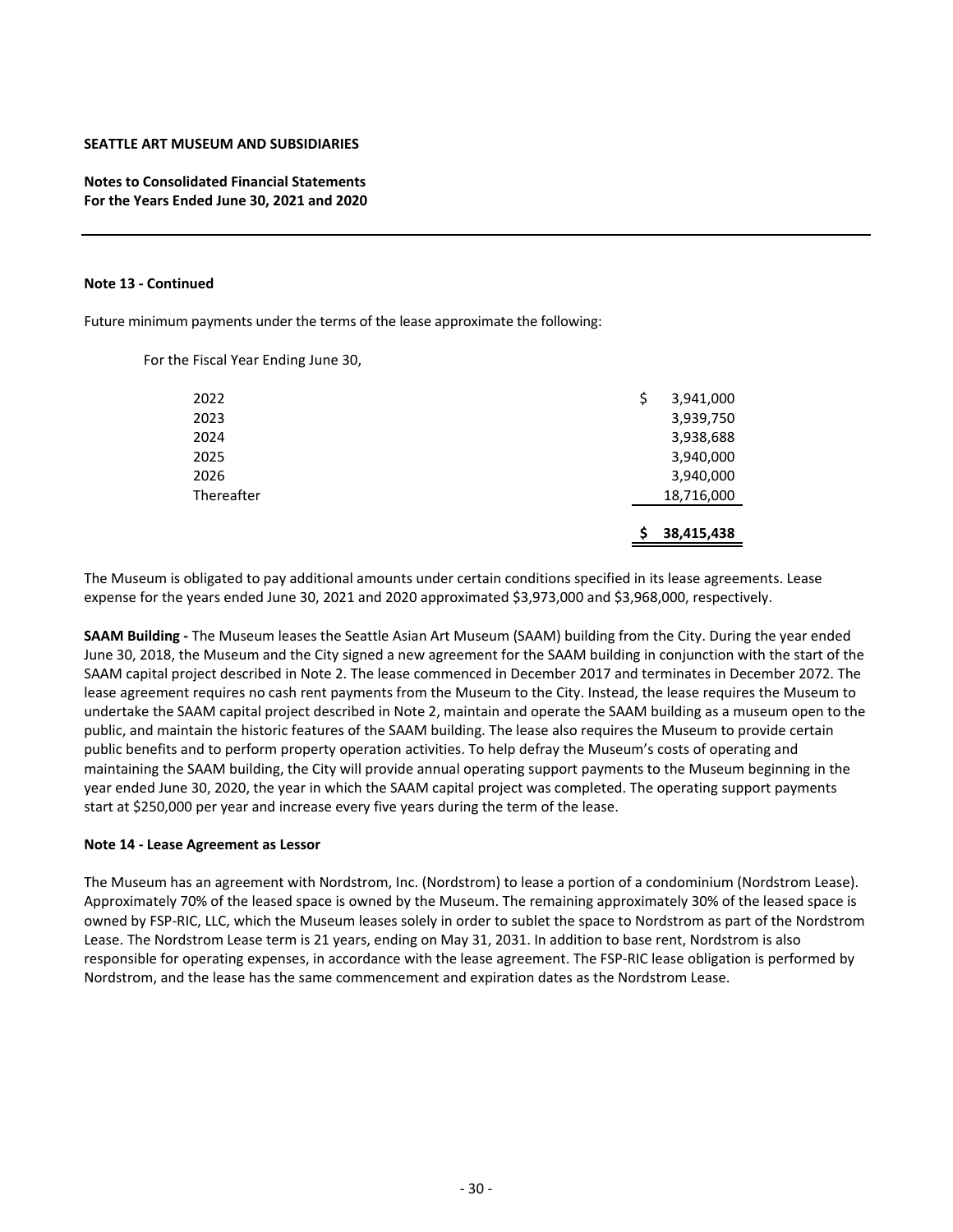**SEATTLE ART MUSEUM AND SUBSIDIARIES**

**Notes to Consolidated Financial Statements**
**For the Years Ended June 30, 2021 and 2020**

**Note 13 - Continued**

Future minimum payments under the terms of the lease approximate the following:

For the Fiscal Year Ending June 30,

| | |
|---|---|
| 2022 | $ 3,941,000 |
| 2023 | 3,939,750 |
| 2024 | 3,938,688 |
| 2025 | 3,940,000 |
| 2026 | 3,940,000 |
| Thereafter | 18,716,000 |
| | **$ 38,415,438** |

The Museum is obligated to pay additional amounts under certain conditions specified in its lease agreements. Lease expense for the years ended June 30, 2021 and 2020 approximated $3,973,000 and $3,968,000, respectively.

**SAAM Building -** The Museum leases the Seattle Asian Art Museum (SAAM) building from the City. During the year ended June 30, 2018, the Museum and the City signed a new agreement for the SAAM building in conjunction with the start of the SAAM capital project described in Note 2. The lease commenced in December 2017 and terminates in December 2072. The lease agreement requires no cash rent payments from the Museum to the City. Instead, the lease requires the Museum to undertake the SAAM capital project described in Note 2, maintain and operate the SAAM building as a museum open to the public, and maintain the historic features of the SAAM building. The lease also requires the Museum to provide certain public benefits and to perform property operation activities. To help defray the Museum's costs of operating and maintaining the SAAM building, the City will provide annual operating support payments to the Museum beginning in the year ended June 30, 2020, the year in which the SAAM capital project was completed. The operating support payments start at $250,000 per year and increase every five years during the term of the lease.

**Note 14 - Lease Agreement as Lessor**

The Museum has an agreement with Nordstrom, Inc. (Nordstrom) to lease a portion of a condominium (Nordstrom Lease). Approximately 70% of the leased space is owned by the Museum. The remaining approximately 30% of the leased space is owned by FSP-RIC, LLC, which the Museum leases solely in order to sublet the space to Nordstrom as part of the Nordstrom Lease. The Nordstrom Lease term is 21 years, ending on May 31, 2031. In addition to base rent, Nordstrom is also responsible for operating expenses, in accordance with the lease agreement. The FSP-RIC lease obligation is performed by Nordstrom, and the lease has the same commencement and expiration dates as the Nordstrom Lease.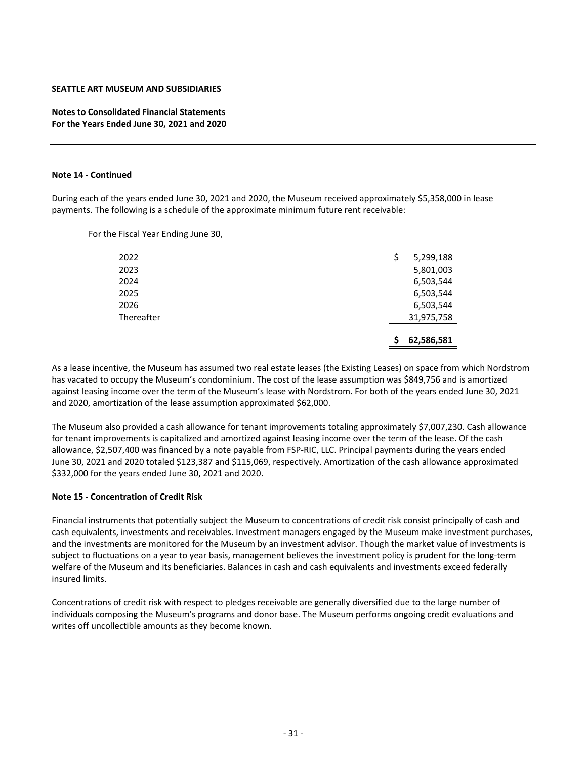**SEATTLE ART MUSEUM AND SUBSIDIARIES**

**Notes to Consolidated Financial Statements**
**For the Years Ended June 30, 2021 and 2020**

**Note 14 - Continued**

During each of the years ended June 30, 2021 and 2020, the Museum received approximately $5,358,000 in lease payments. The following is a schedule of the approximate minimum future rent receivable:

For the Fiscal Year Ending June 30,

| | |
|---|---|
| 2022 | $ 5,299,188 |
| 2023 | 5,801,003 |
| 2024 | 6,503,544 |
| 2025 | 6,503,544 |
| 2026 | 6,503,544 |
| Thereafter | 31,975,758 |
| | **$ 62,586,581** |

As a lease incentive, the Museum has assumed two real estate leases (the Existing Leases) on space from which Nordstrom has vacated to occupy the Museum's condominium. The cost of the lease assumption was $849,756 and is amortized against leasing income over the term of the Museum's lease with Nordstrom. For both of the years ended June 30, 2021 and 2020, amortization of the lease assumption approximated $62,000.

The Museum also provided a cash allowance for tenant improvements totaling approximately $7,007,230. Cash allowance for tenant improvements is capitalized and amortized against leasing income over the term of the lease. Of the cash allowance, $2,507,400 was financed by a note payable from FSP-RIC, LLC. Principal payments during the years ended June 30, 2021 and 2020 totaled $123,387 and $115,069, respectively. Amortization of the cash allowance approximated $332,000 for the years ended June 30, 2021 and 2020.

**Note 15 - Concentration of Credit Risk**

Financial instruments that potentially subject the Museum to concentrations of credit risk consist principally of cash and cash equivalents, investments and receivables. Investment managers engaged by the Museum make investment purchases, and the investments are monitored for the Museum by an investment advisor. Though the market value of investments is subject to fluctuations on a year to year basis, management believes the investment policy is prudent for the long-term welfare of the Museum and its beneficiaries. Balances in cash and cash equivalents and investments exceed federally insured limits.

Concentrations of credit risk with respect to pledges receivable are generally diversified due to the large number of individuals composing the Museum's programs and donor base. The Museum performs ongoing credit evaluations and writes off uncollectible amounts as they become known.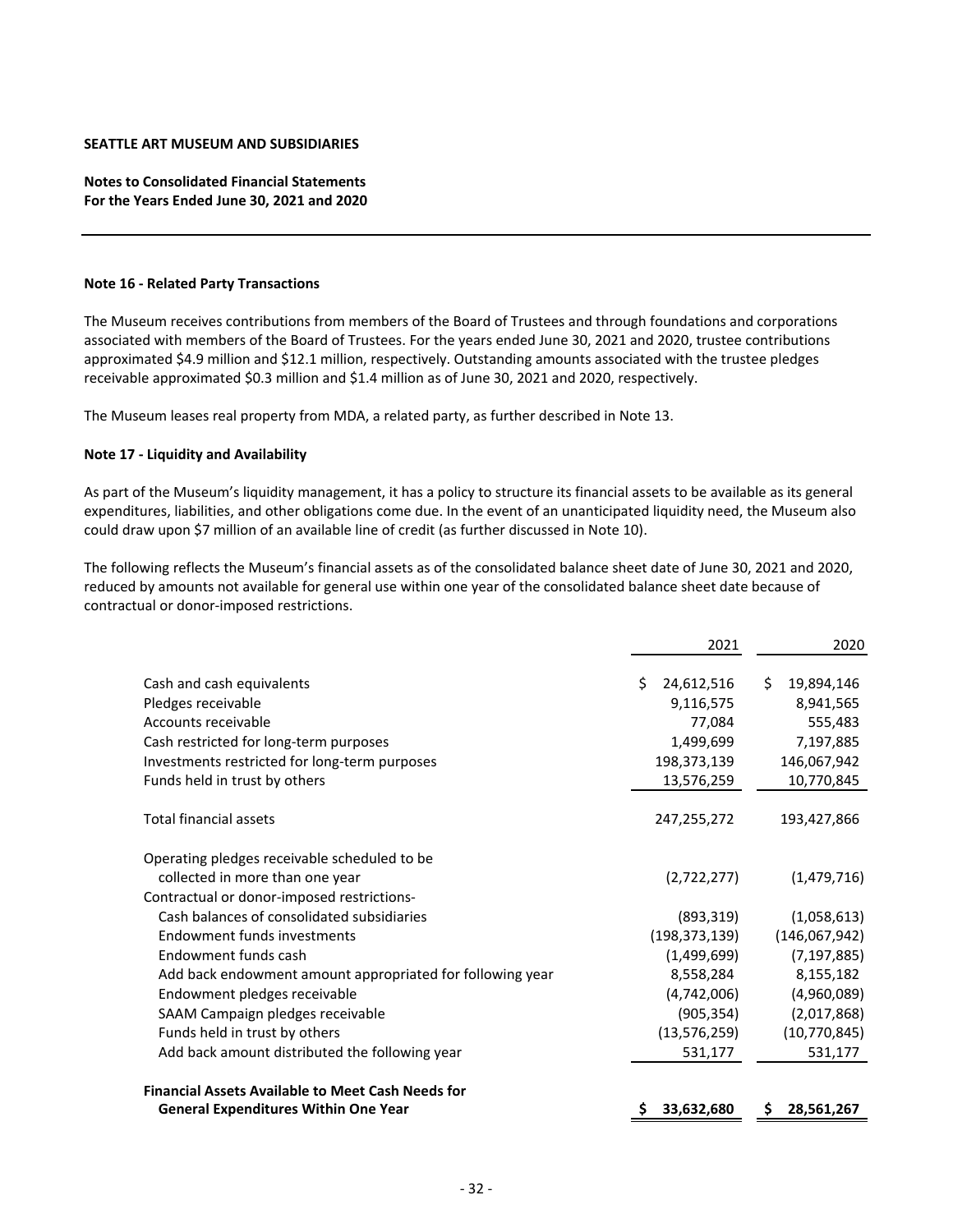**SEATTLE ART MUSEUM AND SUBSIDIARIES**

**Notes to Consolidated Financial Statements**
**For the Years Ended June 30, 2021 and 2020**

**Note 16 - Related Party Transactions**

The Museum receives contributions from members of the Board of Trustees and through foundations and corporations associated with members of the Board of Trustees. For the years ended June 30, 2021 and 2020, trustee contributions approximated \$4.9 million and \$12.1 million, respectively. Outstanding amounts associated with the trustee pledges receivable approximated \$0.3 million and \$1.4 million as of June 30, 2021 and 2020, respectively.

The Museum leases real property from MDA, a related party, as further described in Note 13.

**Note 17 - Liquidity and Availability**

As part of the Museum's liquidity management, it has a policy to structure its financial assets to be available as its general expenditures, liabilities, and other obligations come due. In the event of an unanticipated liquidity need, the Museum also could draw upon \$7 million of an available line of credit (as further discussed in Note 10).

The following reflects the Museum's financial assets as of the consolidated balance sheet date of June 30, 2021 and 2020, reduced by amounts not available for general use within one year of the consolidated balance sheet date because of contractual or donor-imposed restrictions.

| | 2021 | 2020 |
|---|---|---|
| Cash and cash equivalents | \$ 24,612,516 | \$ 19,894,146 |
| Pledges receivable | 9,116,575 | 8,941,565 |
| Accounts receivable | 77,084 | 555,483 |
| Cash restricted for long-term purposes | 1,499,699 | 7,197,885 |
| Investments restricted for long-term purposes | 198,373,139 | 146,067,942 |
| Funds held in trust by others | 13,576,259 | 10,770,845 |
| Total financial assets | 247,255,272 | 193,427,866 |
| Operating pledges receivable scheduled to be collected in more than one year | (2,722,277) | (1,479,716) |
| Contractual or donor-imposed restrictions- | | |
| Cash balances of consolidated subsidiaries | (893,319) | (1,058,613) |
| Endowment funds investments | (198,373,139) | (146,067,942) |
| Endowment funds cash | (1,499,699) | (7,197,885) |
| Add back endowment amount appropriated for following year | 8,558,284 | 8,155,182 |
| Endowment pledges receivable | (4,742,006) | (4,960,089) |
| SAAM Campaign pledges receivable | (905,354) | (2,017,868) |
| Funds held in trust by others | (13,576,259) | (10,770,845) |
| Add back amount distributed the following year | 531,177 | 531,177 |
| **Financial Assets Available to Meet Cash Needs for General Expenditures Within One Year** | **\$ 33,632,680** | **\$ 28,561,267** |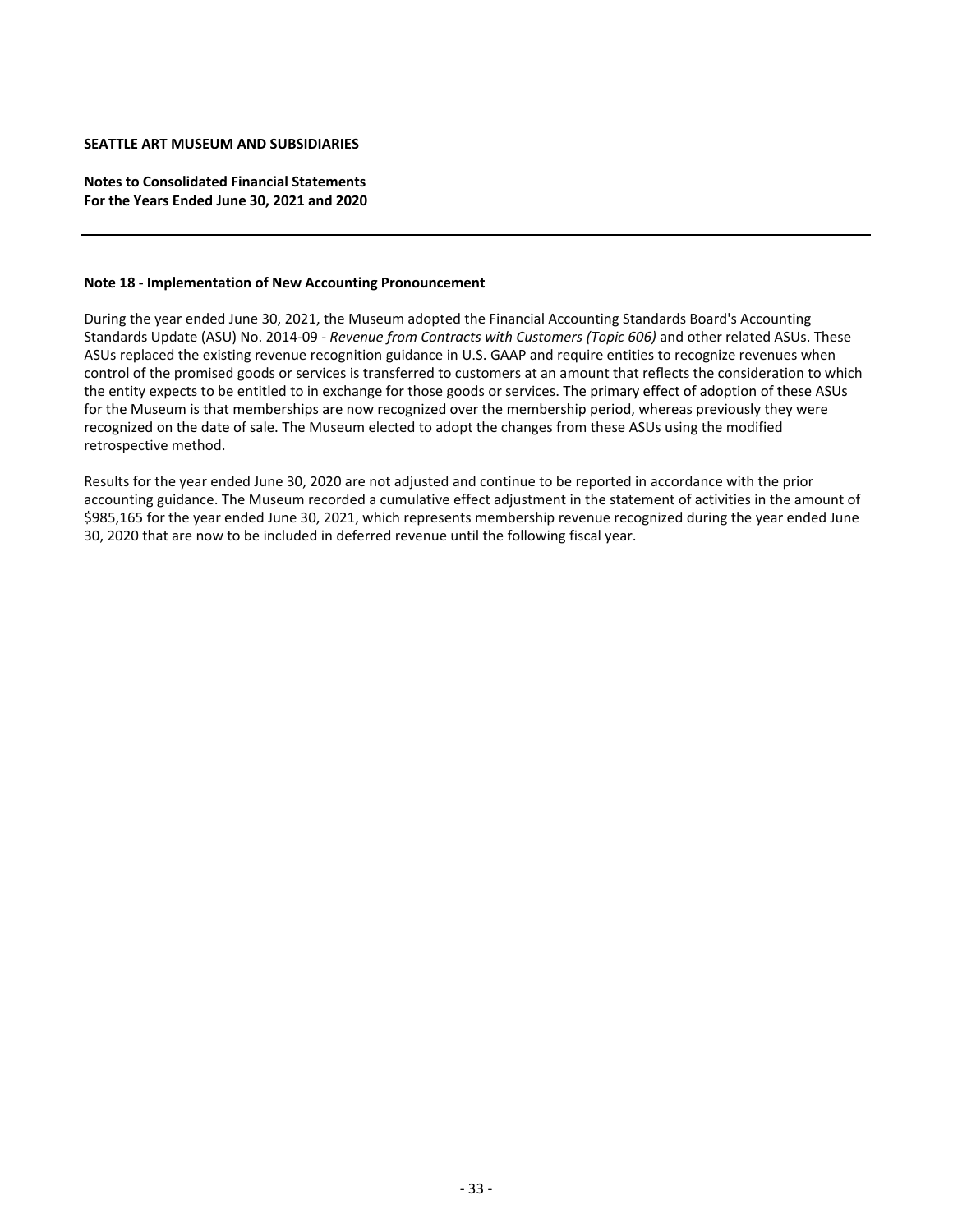**SEATTLE ART MUSEUM AND SUBSIDIARIES**

**Notes to Consolidated Financial Statements**
**For the Years Ended June 30, 2021 and 2020**

**Note 18 - Implementation of New Accounting Pronouncement**

During the year ended June 30, 2021, the Museum adopted the Financial Accounting Standards Board's Accounting Standards Update (ASU) No. 2014-09 - *Revenue from Contracts with Customers (Topic 606)* and other related ASUs. These ASUs replaced the existing revenue recognition guidance in U.S. GAAP and require entities to recognize revenues when control of the promised goods or services is transferred to customers at an amount that reflects the consideration to which the entity expects to be entitled to in exchange for those goods or services. The primary effect of adoption of these ASUs for the Museum is that memberships are now recognized over the membership period, whereas previously they were recognized on the date of sale. The Museum elected to adopt the changes from these ASUs using the modified retrospective method.

Results for the year ended June 30, 2020 are not adjusted and continue to be reported in accordance with the prior accounting guidance. The Museum recorded a cumulative effect adjustment in the statement of activities in the amount of $985,165 for the year ended June 30, 2021, which represents membership revenue recognized during the year ended June 30, 2020 that are now to be included in deferred revenue until the following fiscal year.